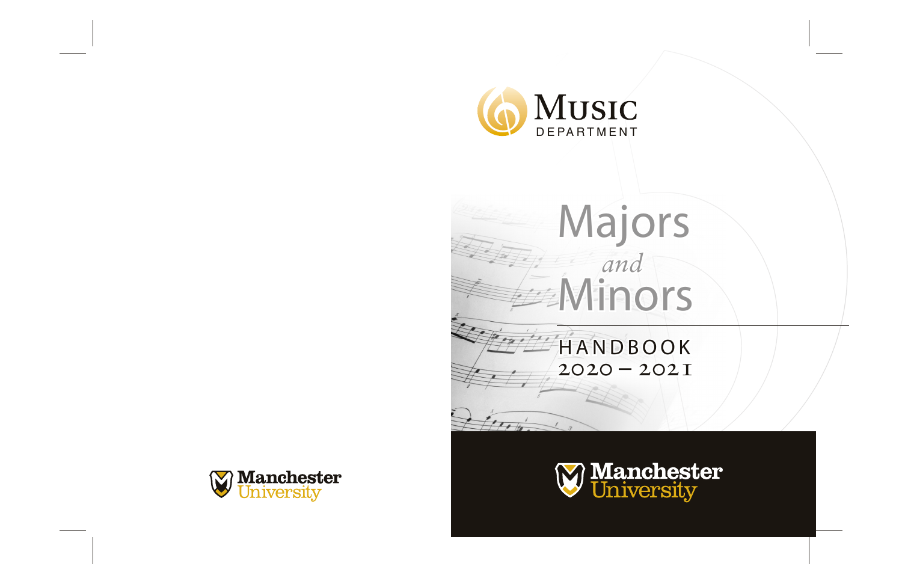Music
DEPARTMENT

# Majors *and* Minors

## HANDBOOK
## 2020 – 2021

Manchester University

Manchester University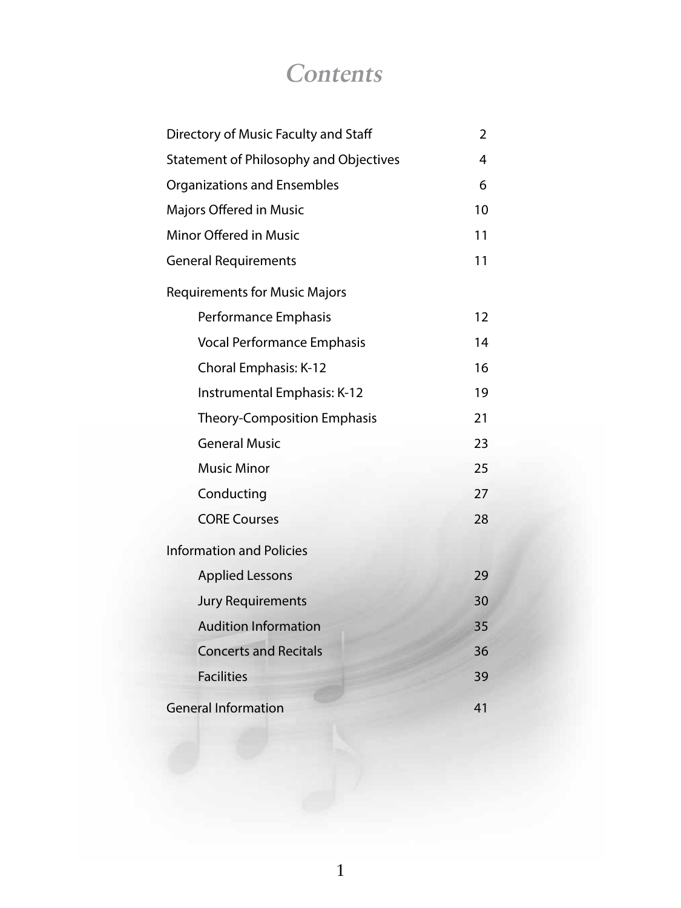# Contents

| | |
|---|---|
| Directory of Music Faculty and Staff | 2 |
| Statement of Philosophy and Objectives | 4 |
| Organizations and Ensembles | 6 |
| Majors Offered in Music | 10 |
| Minor Offered in Music | 11 |
| General Requirements | 11 |
| Requirements for Music Majors | |
| Performance Emphasis | 12 |
| Vocal Performance Emphasis | 14 |
| Choral Emphasis: K-12 | 16 |
| Instrumental Emphasis: K-12 | 19 |
| Theory-Composition Emphasis | 21 |
| General Music | 23 |
| Music Minor | 25 |
| Conducting | 27 |
| CORE Courses | 28 |
| Information and Policies | |
| Applied Lessons | 29 |
| Jury Requirements | 30 |
| Audition Information | 35 |
| Concerts and Recitals | 36 |
| Facilities | 39 |
| General Information | 41 |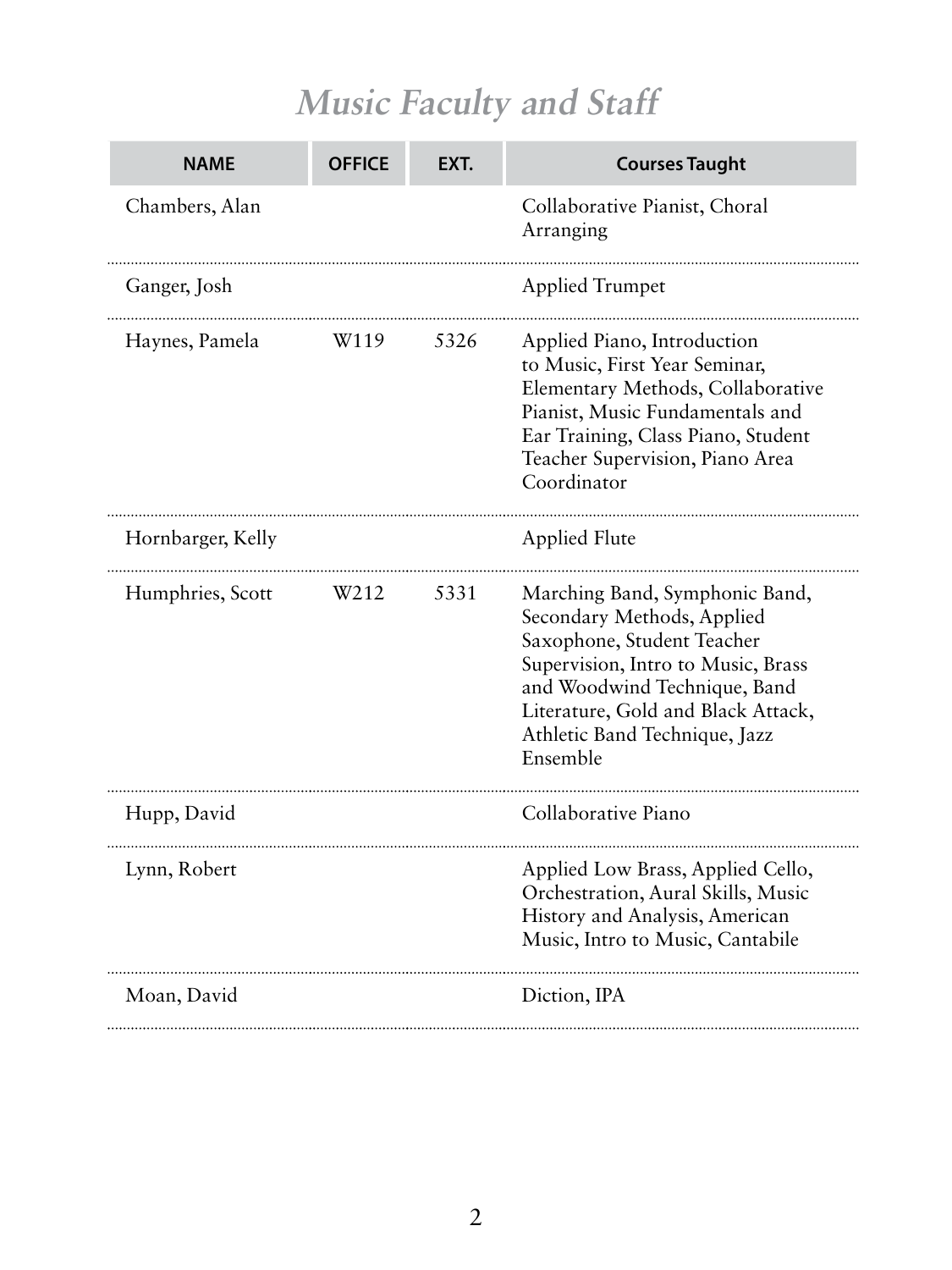# Music Faculty and Staff

| NAME | OFFICE | EXT. | Courses Taught |
| --- | --- | --- | --- |
| Chambers, Alan | | | Collaborative Pianist, Choral Arranging |
| Ganger, Josh | | | Applied Trumpet |
| Haynes, Pamela | W119 | 5326 | Applied Piano, Introduction to Music, First Year Seminar, Elementary Methods, Collaborative Pianist, Music Fundamentals and Ear Training, Class Piano, Student Teacher Supervision, Piano Area Coordinator |
| Hornbarger, Kelly | | | Applied Flute |
| Humphries, Scott | W212 | 5331 | Marching Band, Symphonic Band, Secondary Methods, Applied Saxophone, Student Teacher Supervision, Intro to Music, Brass and Woodwind Technique, Band Literature, Gold and Black Attack, Athletic Band Technique, Jazz Ensemble |
| Hupp, David | | | Collaborative Piano |
| Lynn, Robert | | | Applied Low Brass, Applied Cello, Orchestration, Aural Skills, Music History and Analysis, American Music, Intro to Music, Cantabile |
| Moan, David | | | Diction, IPA |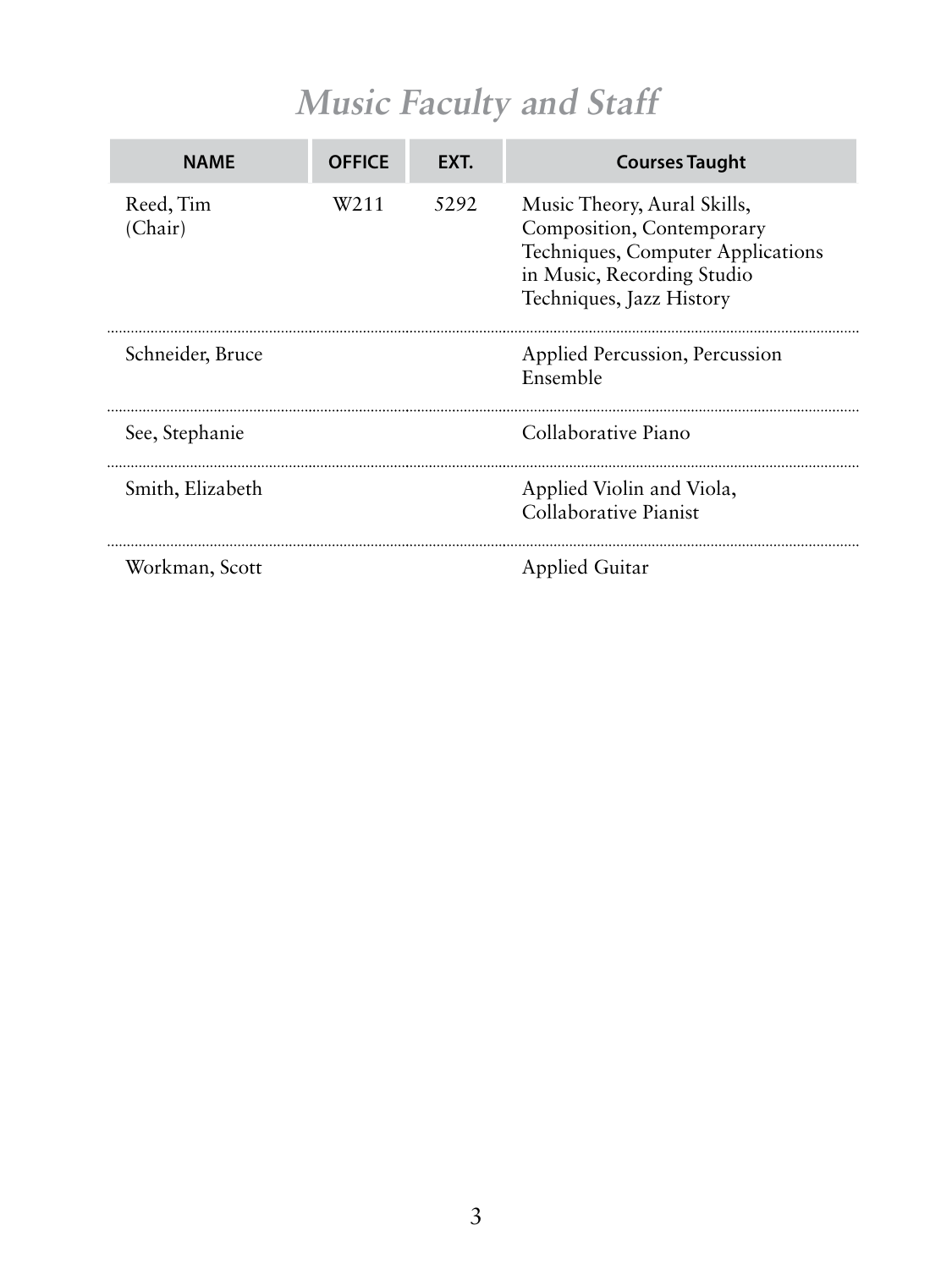# *Music Faculty and Staff*

| NAME | OFFICE | EXT. | Courses Taught |
|---|---|---|---|
| Reed, Tim (Chair) | W211 | 5292 | Music Theory, Aural Skills, Composition, Contemporary Techniques, Computer Applications in Music, Recording Studio Techniques, Jazz History |
| Schneider, Bruce | | | Applied Percussion, Percussion Ensemble |
| See, Stephanie | | | Collaborative Piano |
| Smith, Elizabeth | | | Applied Violin and Viola, Collaborative Pianist |
| Workman, Scott | | | Applied Guitar |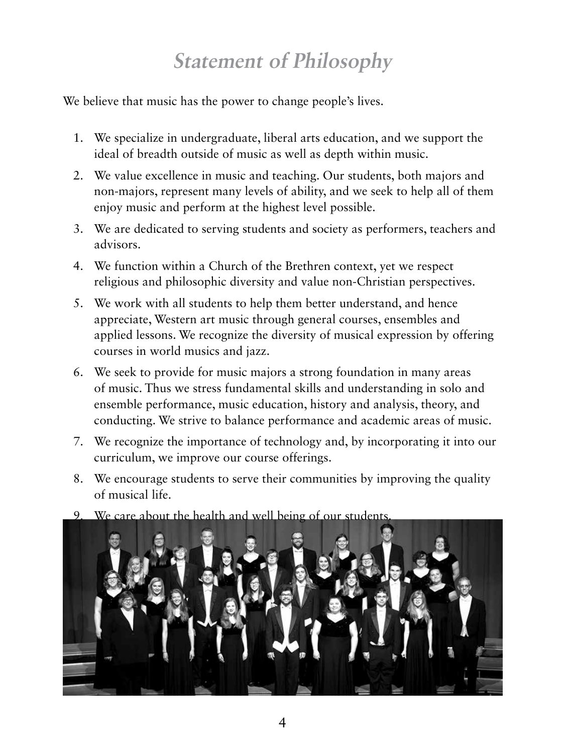# Statement of Philosophy

We believe that music has the power to change people's lives.

1. We specialize in undergraduate, liberal arts education, and we support the ideal of breadth outside of music as well as depth within music.
2. We value excellence in music and teaching. Our students, both majors and non-majors, represent many levels of ability, and we seek to help all of them enjoy music and perform at the highest level possible.
3. We are dedicated to serving students and society as performers, teachers and advisors.
4. We function within a Church of the Brethren context, yet we respect religious and philosophic diversity and value non-Christian perspectives.
5. We work with all students to help them better understand, and hence appreciate, Western art music through general courses, ensembles and applied lessons. We recognize the diversity of musical expression by offering courses in world musics and jazz.
6. We seek to provide for music majors a strong foundation in many areas of music. Thus we stress fundamental skills and understanding in solo and ensemble performance, music education, history and analysis, theory, and conducting. We strive to balance performance and academic areas of music.
7. We recognize the importance of technology and, by incorporating it into our curriculum, we improve our course offerings.
8. We encourage students to serve their communities by improving the quality of musical life.
9. We care about the health and well being of our students.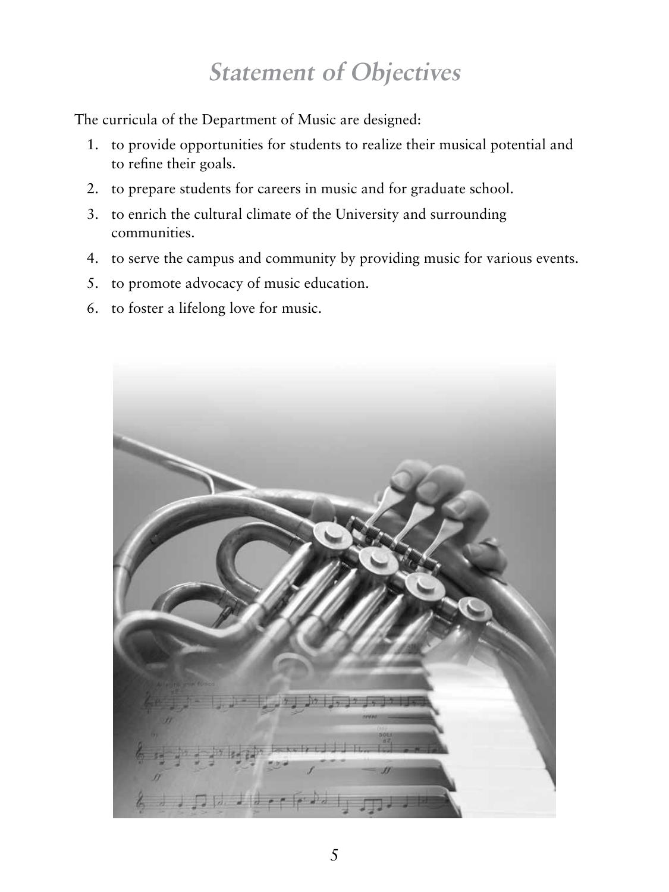# Statement of Objectives

The curricula of the Department of Music are designed:

1. to provide opportunities for students to realize their musical potential and to refine their goals.
2. to prepare students for careers in music and for graduate school.
3. to enrich the cultural climate of the University and surrounding communities.
4. to serve the campus and community by providing music for various events.
5. to promote advocacy of music education.
6. to foster a lifelong love for music.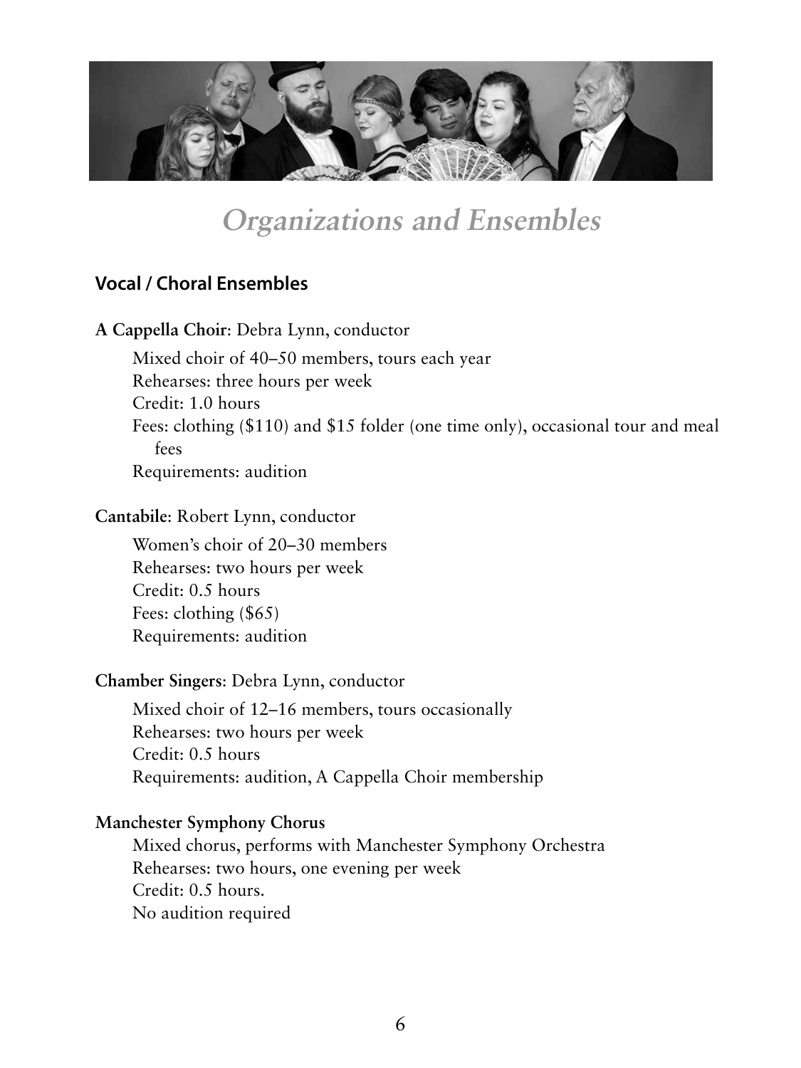# *Organizations and Ensembles*

## Vocal / Choral Ensembles

**A Cappella Choir**: Debra Lynn, conductor

Mixed choir of 40–50 members, tours each year
Rehearses: three hours per week
Credit: 1.0 hours
Fees: clothing ($110) and $15 folder (one time only), occasional tour and meal fees
Requirements: audition

**Cantabile**: Robert Lynn, conductor

Women's choir of 20–30 members
Rehearses: two hours per week
Credit: 0.5 hours
Fees: clothing ($65)
Requirements: audition

**Chamber Singers**: Debra Lynn, conductor

Mixed choir of 12–16 members, tours occasionally
Rehearses: two hours per week
Credit: 0.5 hours
Requirements: audition, A Cappella Choir membership

**Manchester Symphony Chorus**

Mixed chorus, performs with Manchester Symphony Orchestra
Rehearses: two hours, one evening per week
Credit: 0.5 hours.
No audition required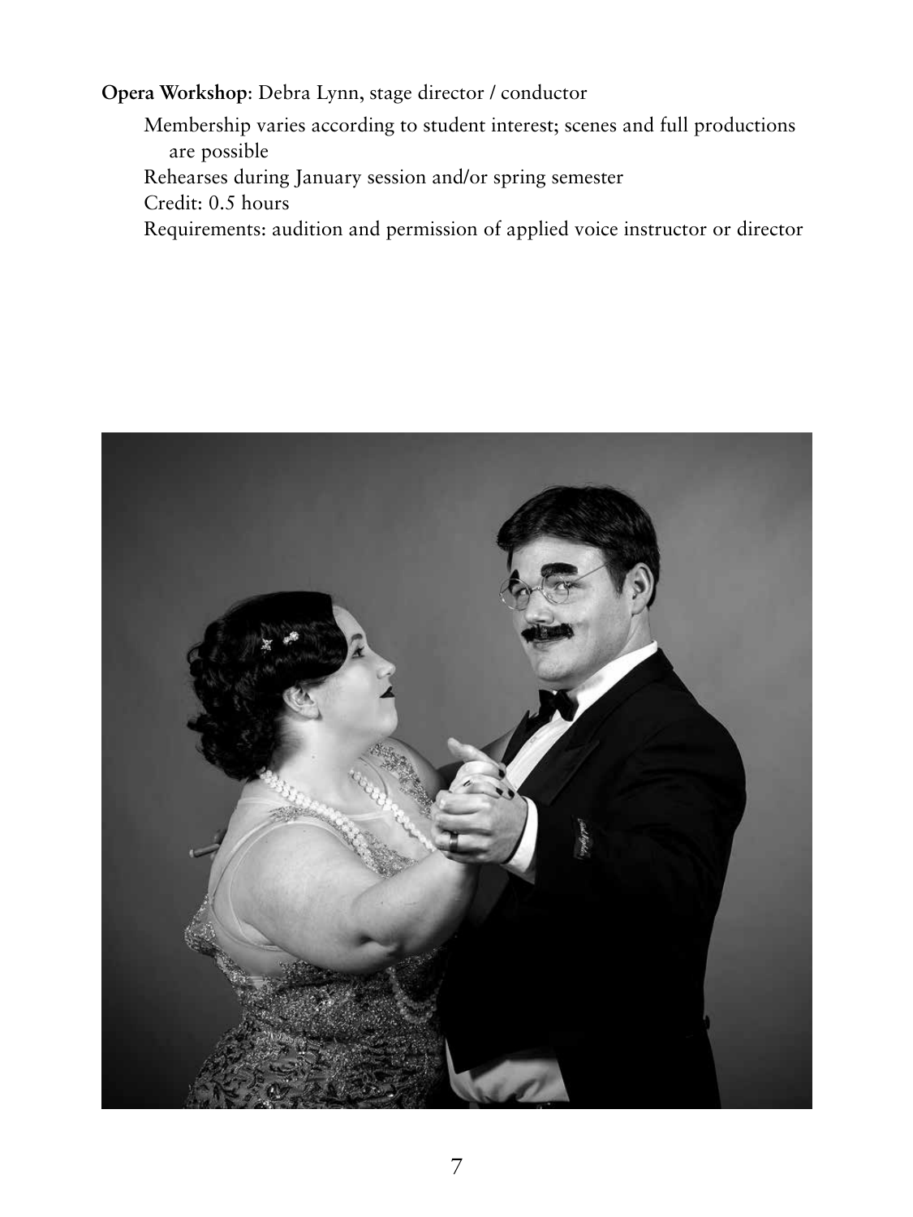**Opera Workshop**: Debra Lynn, stage director / conductor

Membership varies according to student interest; scenes and full productions are possible

Rehearses during January session and/or spring semester

Credit: 0.5 hours

Requirements: audition and permission of applied voice instructor or director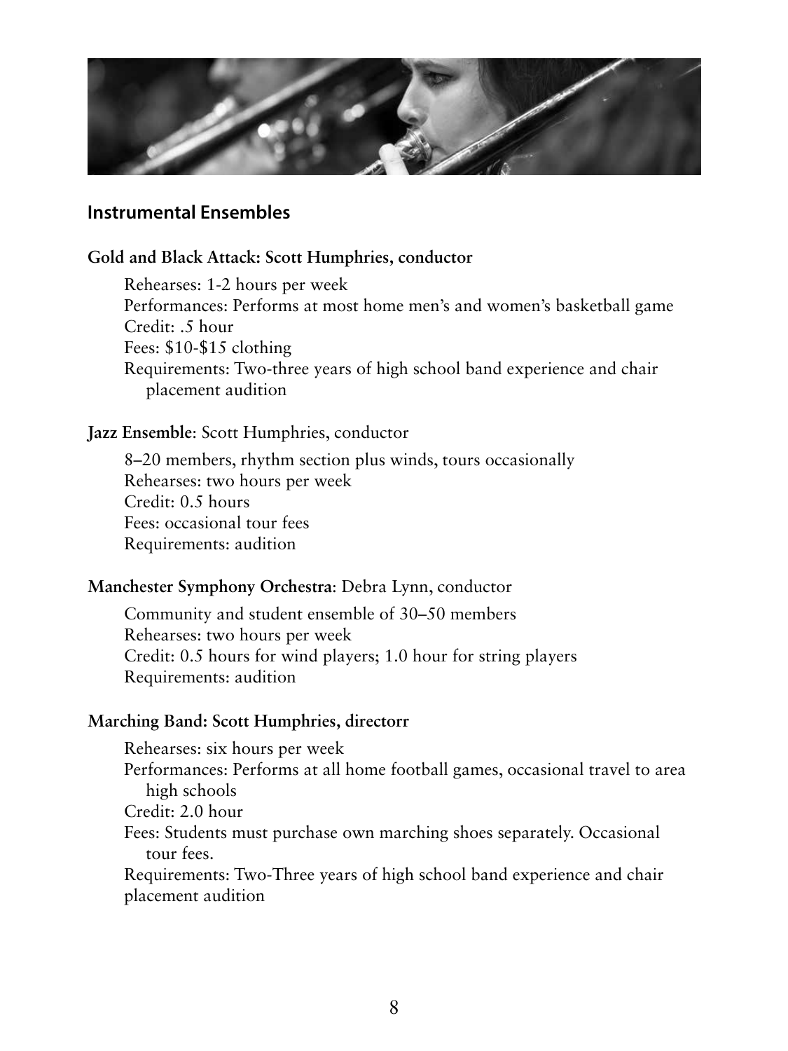## Instrumental Ensembles

**Gold and Black Attack: Scott Humphries, conductor**

Rehearses: 1-2 hours per week
Performances: Performs at most home men's and women's basketball game
Credit: .5 hour
Fees: $10-$15 clothing
Requirements: Two-three years of high school band experience and chair placement audition

**Jazz Ensemble**: Scott Humphries, conductor

8–20 members, rhythm section plus winds, tours occasionally
Rehearses: two hours per week
Credit: 0.5 hours
Fees: occasional tour fees
Requirements: audition

**Manchester Symphony Orchestra**: Debra Lynn, conductor

Community and student ensemble of 30–50 members
Rehearses: two hours per week
Credit: 0.5 hours for wind players; 1.0 hour for string players
Requirements: audition

**Marching Band: Scott Humphries, directorr**

Rehearses: six hours per week
Performances: Performs at all home football games, occasional travel to area high schools
Credit: 2.0 hour
Fees: Students must purchase own marching shoes separately. Occasional tour fees.
Requirements: Two-Three years of high school band experience and chair placement audition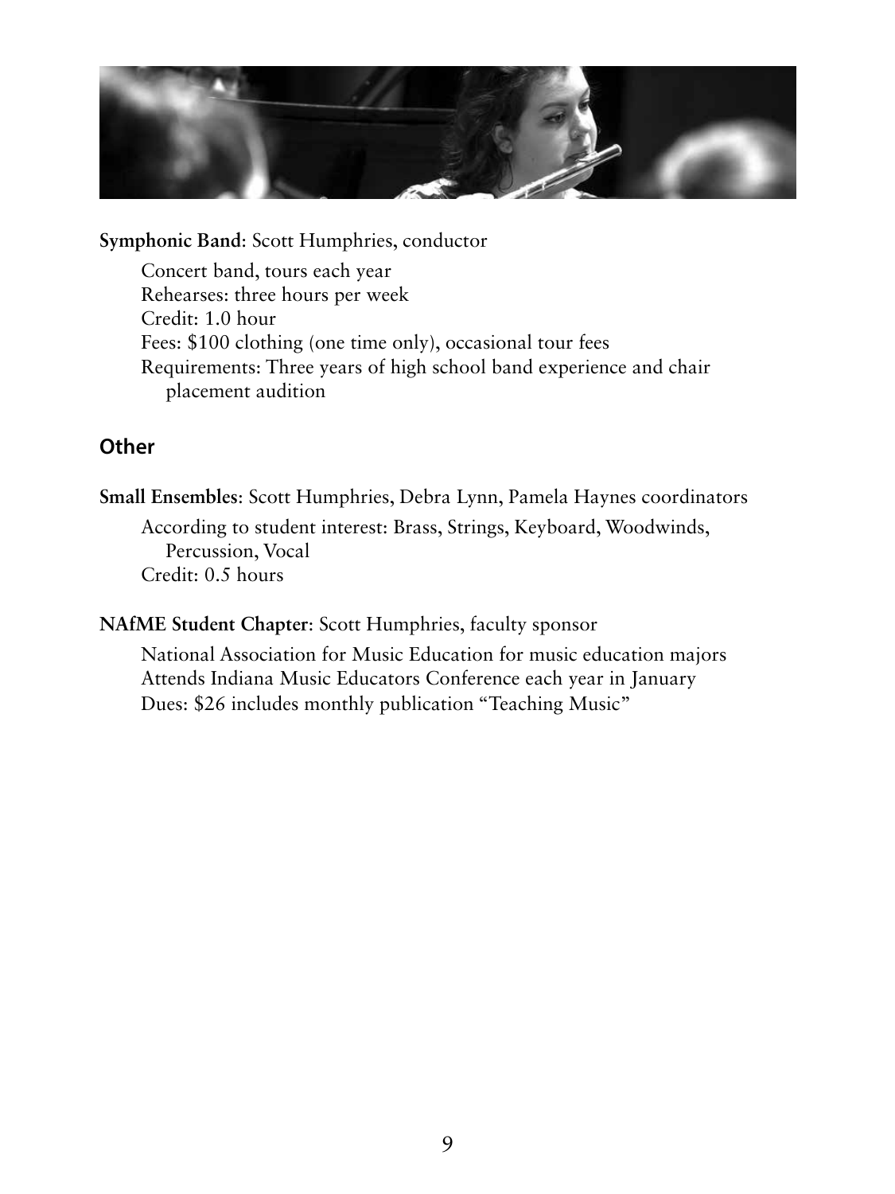**Symphonic Band**: Scott Humphries, conductor

Concert band, tours each year
Rehearses: three hours per week
Credit: 1.0 hour
Fees: $100 clothing (one time only), occasional tour fees
Requirements: Three years of high school band experience and chair placement audition

## Other

**Small Ensembles**: Scott Humphries, Debra Lynn, Pamela Haynes coordinators

According to student interest: Brass, Strings, Keyboard, Woodwinds, Percussion, Vocal
Credit: 0.5 hours

**NAfME Student Chapter**: Scott Humphries, faculty sponsor

National Association for Music Education for music education majors
Attends Indiana Music Educators Conference each year in January
Dues: $26 includes monthly publication "Teaching Music"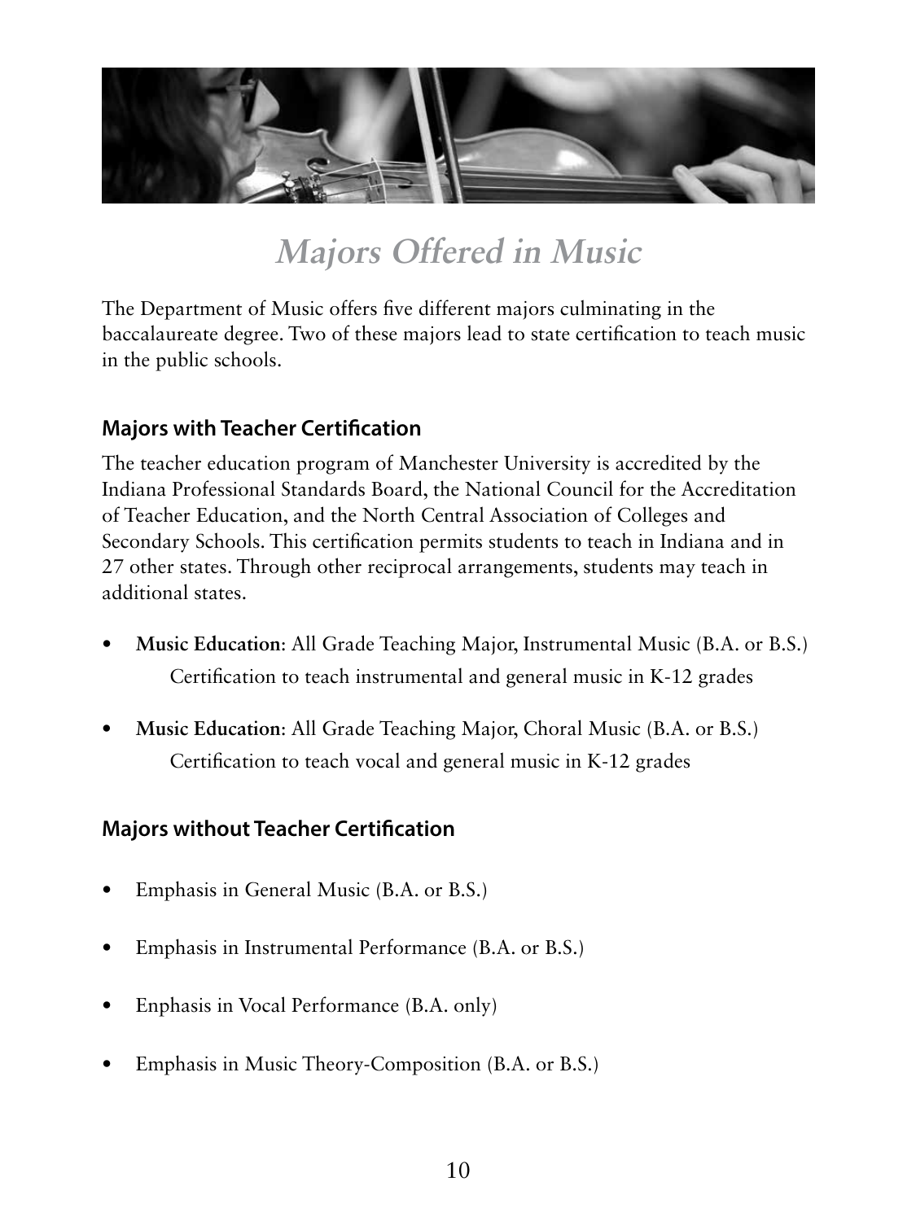# Majors Offered in Music

The Department of Music offers five different majors culminating in the baccalaureate degree. Two of these majors lead to state certification to teach music in the public schools.

## Majors with Teacher Certification

The teacher education program of Manchester University is accredited by the Indiana Professional Standards Board, the National Council for the Accreditation of Teacher Education, and the North Central Association of Colleges and Secondary Schools. This certification permits students to teach in Indiana and in 27 other states. Through other reciprocal arrangements, students may teach in additional states.

- **Music Education**: All Grade Teaching Major, Instrumental Music (B.A. or B.S.)
  Certification to teach instrumental and general music in K-12 grades

- **Music Education**: All Grade Teaching Major, Choral Music (B.A. or B.S.)
  Certification to teach vocal and general music in K-12 grades

## Majors without Teacher Certification

- Emphasis in General Music (B.A. or B.S.)
- Emphasis in Instrumental Performance (B.A. or B.S.)
- Enphasis in Vocal Performance (B.A. only)
- Emphasis in Music Theory-Composition (B.A. or B.S.)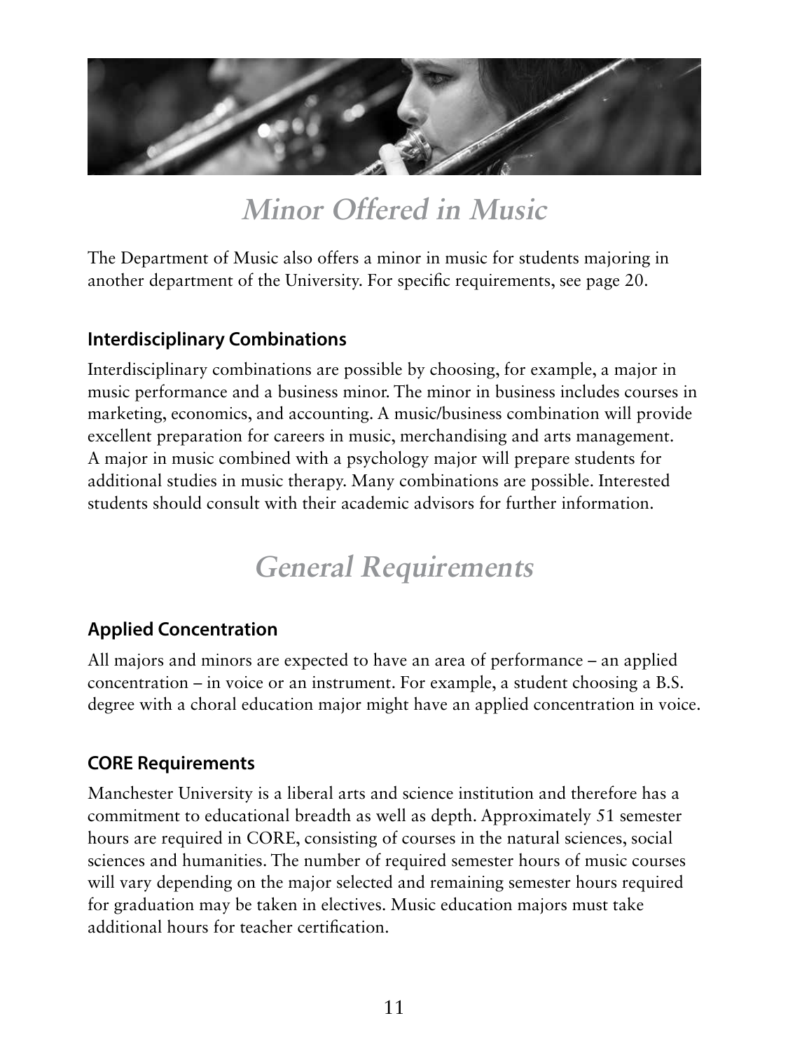## Minor Offered in Music

The Department of Music also offers a minor in music for students majoring in another department of the University. For specific requirements, see page 20.

### Interdisciplinary Combinations

Interdisciplinary combinations are possible by choosing, for example, a major in music performance and a business minor. The minor in business includes courses in marketing, economics, and accounting. A music/business combination will provide excellent preparation for careers in music, merchandising and arts management. A major in music combined with a psychology major will prepare students for additional studies in music therapy. Many combinations are possible. Interested students should consult with their academic advisors for further information.

## General Requirements

### Applied Concentration

All majors and minors are expected to have an area of performance – an applied concentration – in voice or an instrument. For example, a student choosing a B.S. degree with a choral education major might have an applied concentration in voice.

### CORE Requirements

Manchester University is a liberal arts and science institution and therefore has a commitment to educational breadth as well as depth. Approximately 51 semester hours are required in CORE, consisting of courses in the natural sciences, social sciences and humanities. The number of required semester hours of music courses will vary depending on the major selected and remaining semester hours required for graduation may be taken in electives. Music education majors must take additional hours for teacher certification.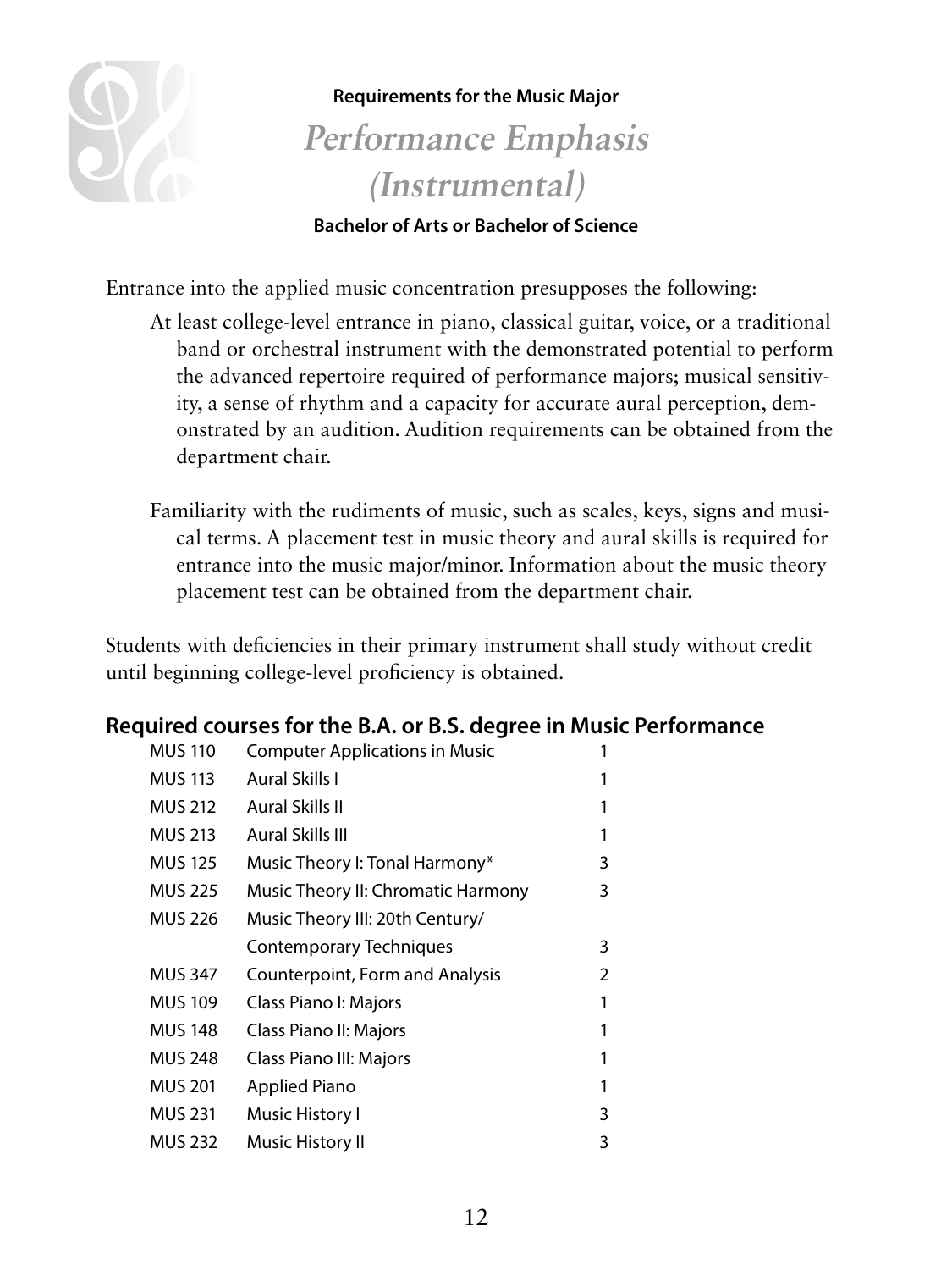**Requirements for the Music Major**

# *Performance Emphasis (Instrumental)*

**Bachelor of Arts or Bachelor of Science**

Entrance into the applied music concentration presupposes the following:

At least college-level entrance in piano, classical guitar, voice, or a traditional band or orchestral instrument with the demonstrated potential to perform the advanced repertoire required of performance majors; musical sensitivity, a sense of rhythm and a capacity for accurate aural perception, demonstrated by an audition. Audition requirements can be obtained from the department chair.

Familiarity with the rudiments of music, such as scales, keys, signs and musical terms. A placement test in music theory and aural skills is required for entrance into the music major/minor. Information about the music theory placement test can be obtained from the department chair.

Students with deficiencies in their primary instrument shall study without credit until beginning college-level proficiency is obtained.

## Required courses for the B.A. or B.S. degree in Music Performance

| Course | Title | Credits |
|---|---|---|
| MUS 110 | Computer Applications in Music | 1 |
| MUS 113 | Aural Skills I | 1 |
| MUS 212 | Aural Skills II | 1 |
| MUS 213 | Aural Skills III | 1 |
| MUS 125 | Music Theory I: Tonal Harmony* | 3 |
| MUS 225 | Music Theory II: Chromatic Harmony | 3 |
| MUS 226 | Music Theory III: 20th Century/ Contemporary Techniques | 3 |
| MUS 347 | Counterpoint, Form and Analysis | 2 |
| MUS 109 | Class Piano I: Majors | 1 |
| MUS 148 | Class Piano II: Majors | 1 |
| MUS 248 | Class Piano III: Majors | 1 |
| MUS 201 | Applied Piano | 1 |
| MUS 231 | Music History I | 3 |
| MUS 232 | Music History II | 3 |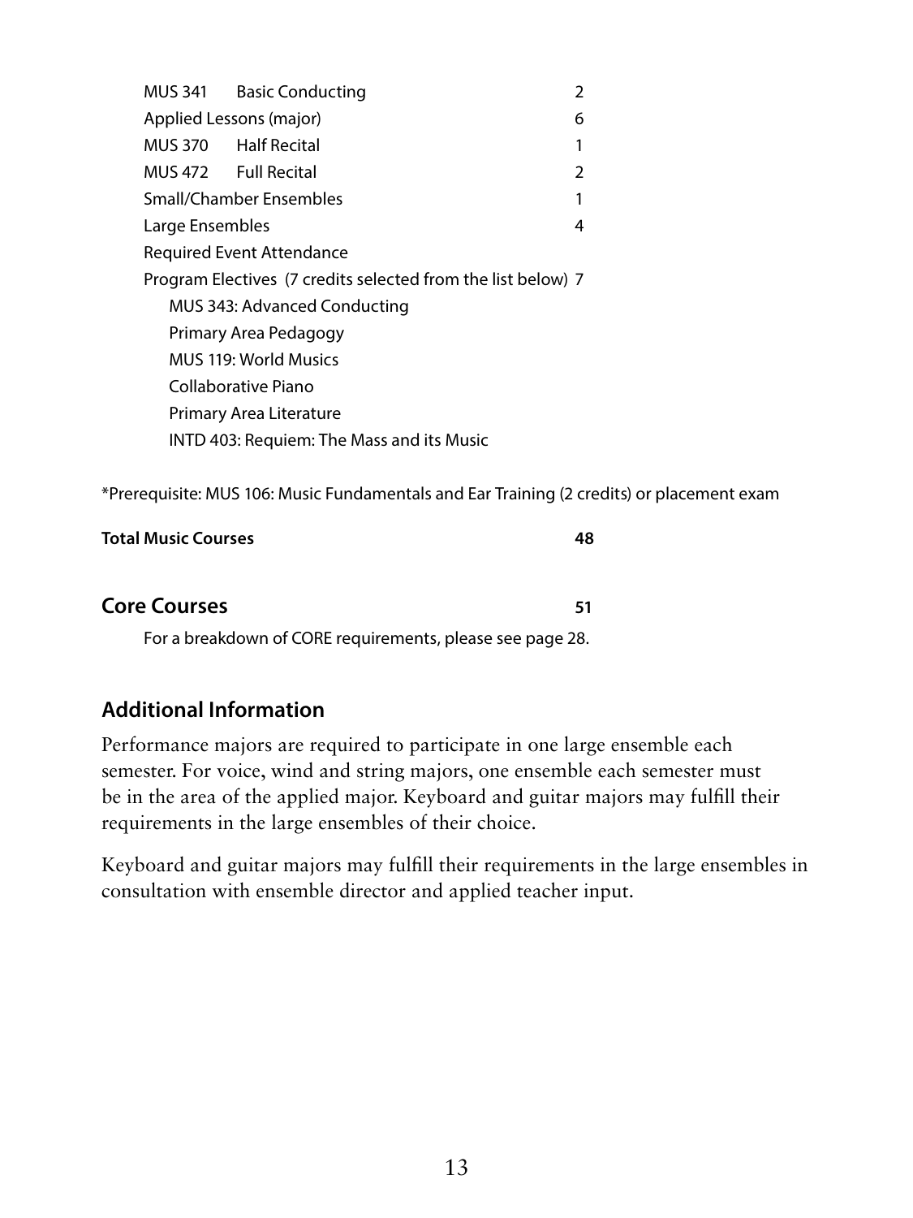| | | |
|---|---|---|
| MUS 341 | Basic Conducting | 2 |
| Applied Lessons (major) | | 6 |
| MUS 370 | Half Recital | 1 |
| MUS 472 | Full Recital | 2 |
| Small/Chamber Ensembles | | 1 |
| Large Ensembles | | 4 |
| Required Event Attendance | | |
| Program Electives (7 credits selected from the list below) | | 7 |

- MUS 343: Advanced Conducting
- Primary Area Pedagogy
- MUS 119: World Musics
- Collaborative Piano
- Primary Area Literature
- INTD 403: Requiem: The Mass and its Music

*Prerequisite: MUS 106: Music Fundamentals and Ear Training (2 credits) or placement exam

**Total Music Courses** **48**

## Core Courses 51

For a breakdown of CORE requirements, please see page 28.

## Additional Information

Performance majors are required to participate in one large ensemble each semester. For voice, wind and string majors, one ensemble each semester must be in the area of the applied major. Keyboard and guitar majors may fulfill their requirements in the large ensembles of their choice.

Keyboard and guitar majors may fulfill their requirements in the large ensembles in consultation with ensemble director and applied teacher input.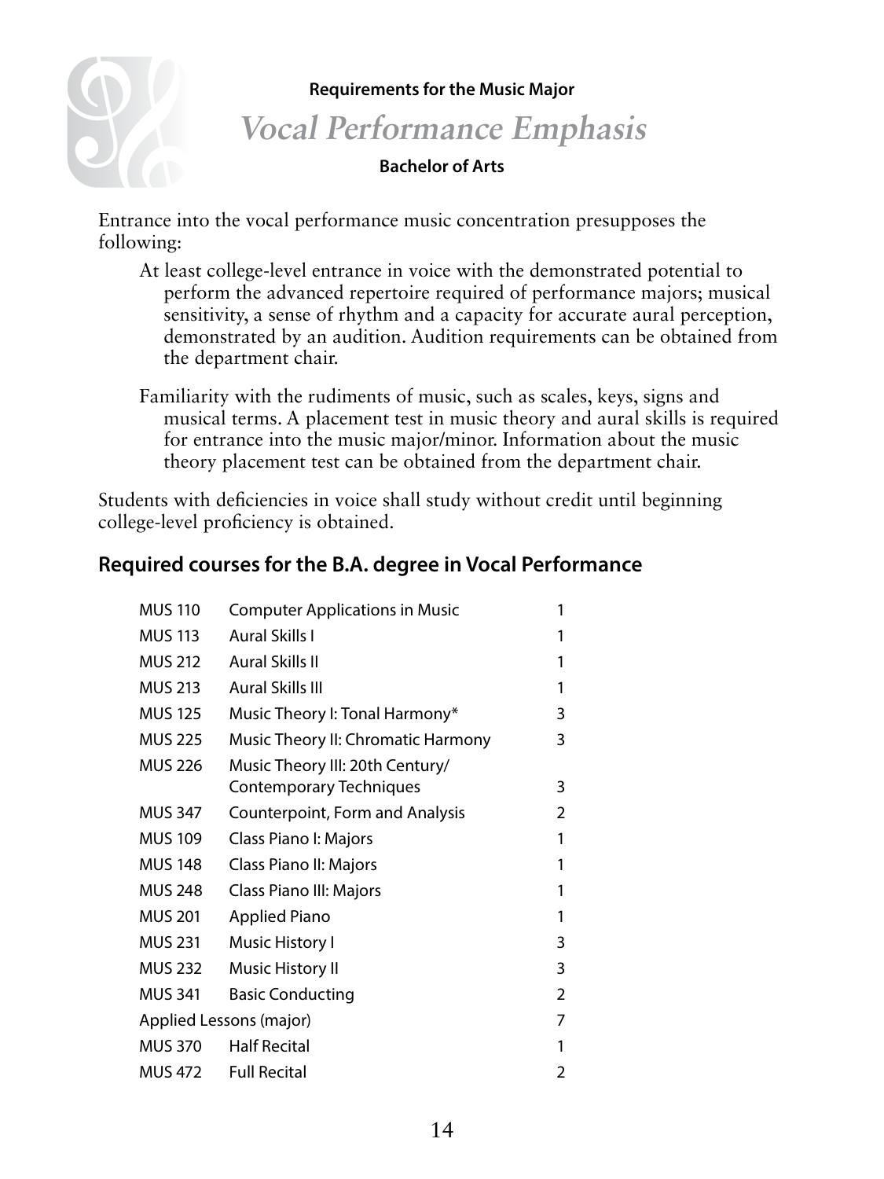**Requirements for the Music Major**

# *Vocal Performance Emphasis*

**Bachelor of Arts**

Entrance into the vocal performance music concentration presupposes the following:

At least college-level entrance in voice with the demonstrated potential to perform the advanced repertoire required of performance majors; musical sensitivity, a sense of rhythm and a capacity for accurate aural perception, demonstrated by an audition. Audition requirements can be obtained from the department chair.

Familiarity with the rudiments of music, such as scales, keys, signs and musical terms. A placement test in music theory and aural skills is required for entrance into the music major/minor. Information about the music theory placement test can be obtained from the department chair.

Students with deficiencies in voice shall study without credit until beginning college-level proficiency is obtained.

## Required courses for the B.A. degree in Vocal Performance

| Course | Title | Credits |
|---|---|---|
| MUS 110 | Computer Applications in Music | 1 |
| MUS 113 | Aural Skills I | 1 |
| MUS 212 | Aural Skills II | 1 |
| MUS 213 | Aural Skills III | 1 |
| MUS 125 | Music Theory I: Tonal Harmony* | 3 |
| MUS 225 | Music Theory II: Chromatic Harmony | 3 |
| MUS 226 | Music Theory III: 20th Century/ Contemporary Techniques | 3 |
| MUS 347 | Counterpoint, Form and Analysis | 2 |
| MUS 109 | Class Piano I: Majors | 1 |
| MUS 148 | Class Piano II: Majors | 1 |
| MUS 248 | Class Piano III: Majors | 1 |
| MUS 201 | Applied Piano | 1 |
| MUS 231 | Music History I | 3 |
| MUS 232 | Music History II | 3 |
| MUS 341 | Basic Conducting | 2 |
| Applied Lessons (major) | | 7 |
| MUS 370 | Half Recital | 1 |
| MUS 472 | Full Recital | 2 |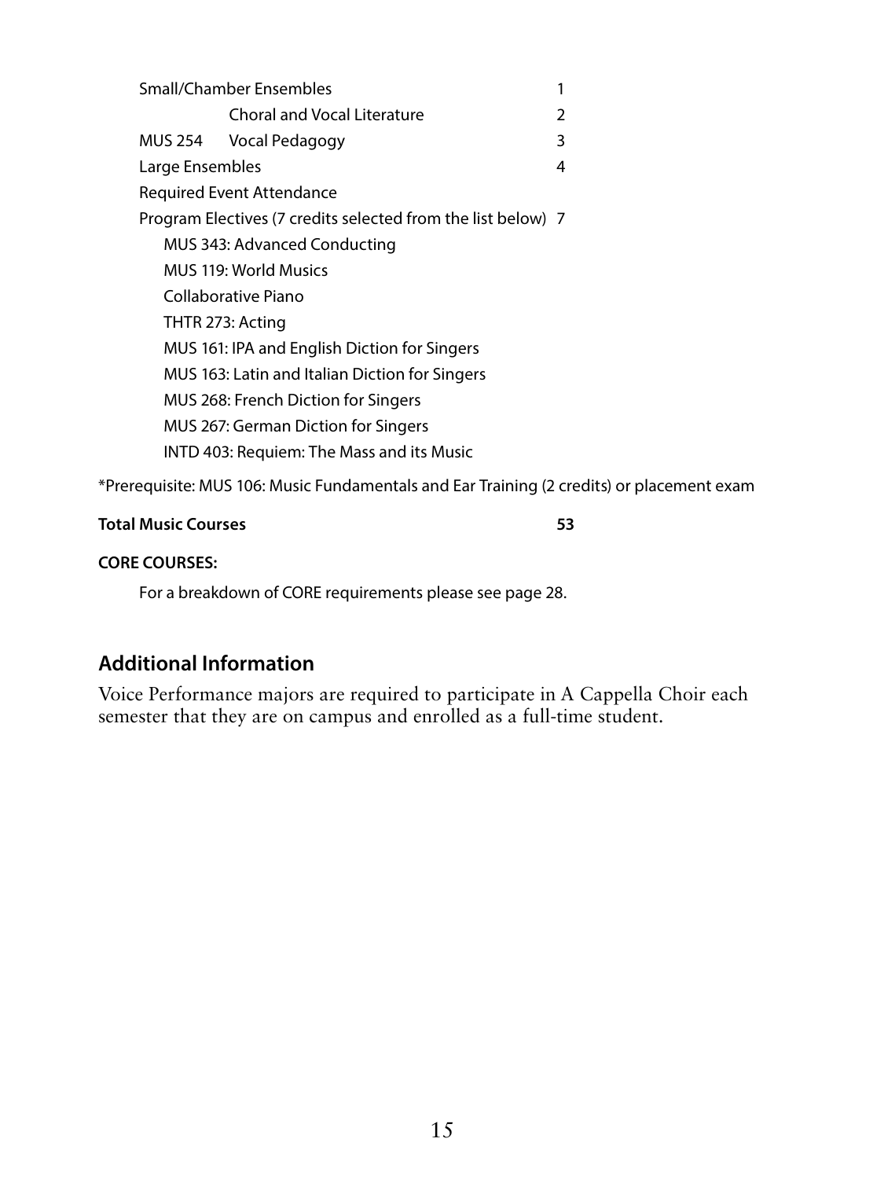| | | |
|---|---|---|
| Small/Chamber Ensembles | | 1 |
| | Choral and Vocal Literature | 2 |
| MUS 254 | Vocal Pedagogy | 3 |
| Large Ensembles | | 4 |
| Required Event Attendance | | |
| Program Electives (7 credits selected from the list below) | | 7 |

- MUS 343: Advanced Conducting
- MUS 119: World Musics
- Collaborative Piano
- THTR 273: Acting
- MUS 161: IPA and English Diction for Singers
- MUS 163: Latin and Italian Diction for Singers
- MUS 268: French Diction for Singers
- MUS 267: German Diction for Singers
- INTD 403: Requiem: The Mass and its Music

*Prerequisite: MUS 106: Music Fundamentals and Ear Training (2 credits) or placement exam

**Total Music Courses** **53**

**CORE COURSES:**

For a breakdown of CORE requirements please see page 28.

## Additional Information

Voice Performance majors are required to participate in A Cappella Choir each semester that they are on campus and enrolled as a full-time student.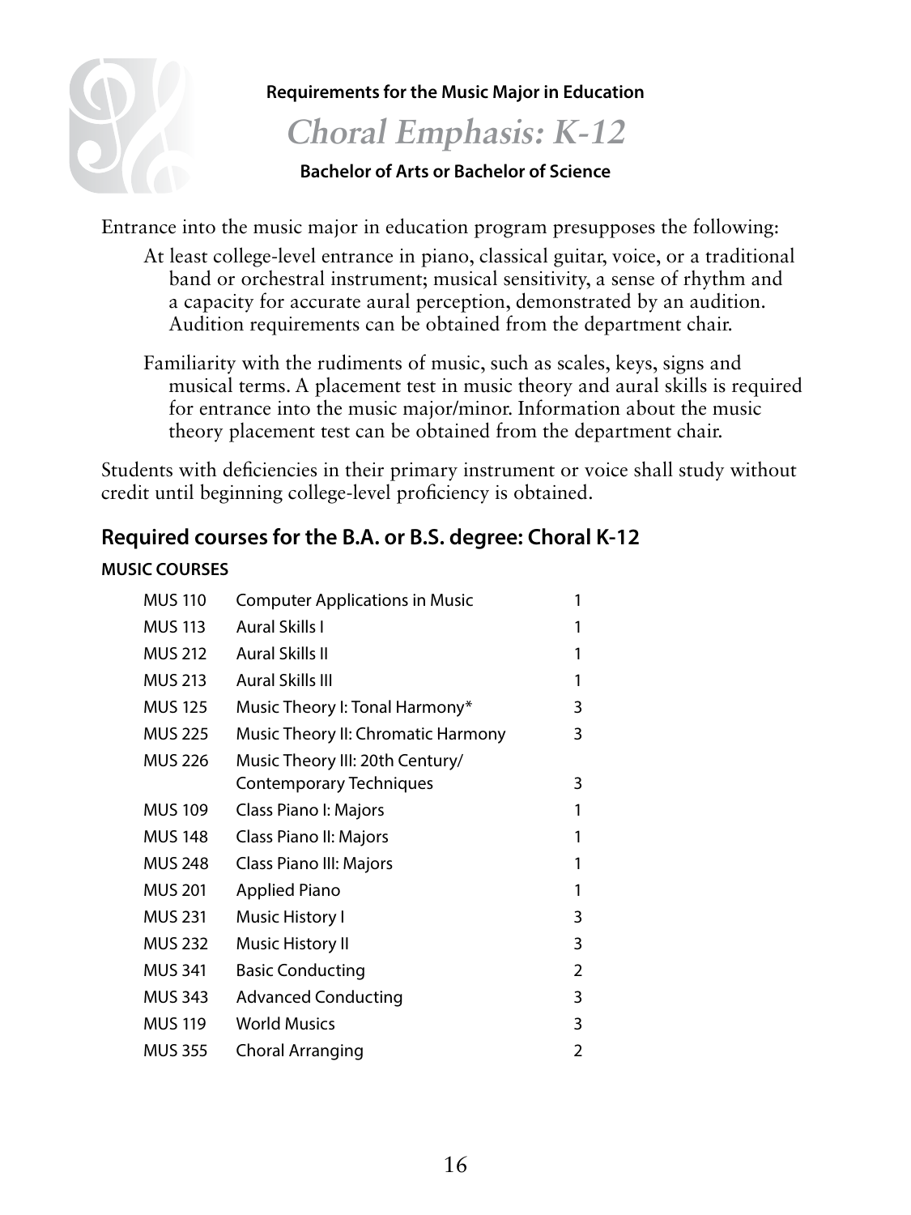**Requirements for the Music Major in Education**

# *Choral Emphasis: K-12*

**Bachelor of Arts or Bachelor of Science**

Entrance into the music major in education program presupposes the following:

At least college-level entrance in piano, classical guitar, voice, or a traditional band or orchestral instrument; musical sensitivity, a sense of rhythm and a capacity for accurate aural perception, demonstrated by an audition. Audition requirements can be obtained from the department chair.

Familiarity with the rudiments of music, such as scales, keys, signs and musical terms. A placement test in music theory and aural skills is required for entrance into the music major/minor. Information about the music theory placement test can be obtained from the department chair.

Students with deficiencies in their primary instrument or voice shall study without credit until beginning college-level proficiency is obtained.

## Required courses for the B.A. or B.S. degree: Choral K-12

**MUSIC COURSES**

| Course | Title | Credits |
|---|---|---|
| MUS 110 | Computer Applications in Music | 1 |
| MUS 113 | Aural Skills I | 1 |
| MUS 212 | Aural Skills II | 1 |
| MUS 213 | Aural Skills III | 1 |
| MUS 125 | Music Theory I: Tonal Harmony* | 3 |
| MUS 225 | Music Theory II: Chromatic Harmony | 3 |
| MUS 226 | Music Theory III: 20th Century/ Contemporary Techniques | 3 |
| MUS 109 | Class Piano I: Majors | 1 |
| MUS 148 | Class Piano II: Majors | 1 |
| MUS 248 | Class Piano III: Majors | 1 |
| MUS 201 | Applied Piano | 1 |
| MUS 231 | Music History I | 3 |
| MUS 232 | Music History II | 3 |
| MUS 341 | Basic Conducting | 2 |
| MUS 343 | Advanced Conducting | 3 |
| MUS 119 | World Musics | 3 |
| MUS 355 | Choral Arranging | 2 |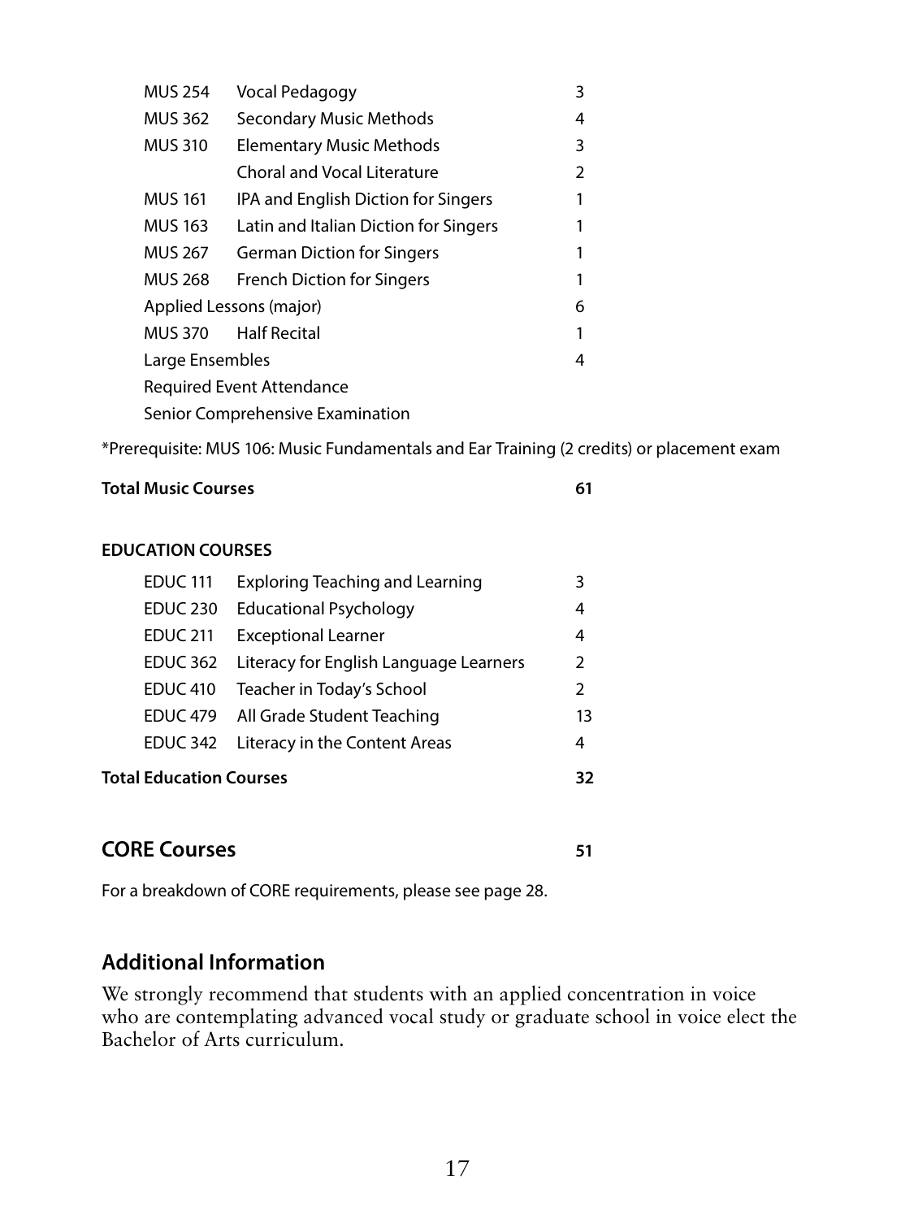| | | |
|---|---|---|
| MUS 254 | Vocal Pedagogy | 3 |
| MUS 362 | Secondary Music Methods | 4 |
| MUS 310 | Elementary Music Methods | 3 |
| | Choral and Vocal Literature | 2 |
| MUS 161 | IPA and English Diction for Singers | 1 |
| MUS 163 | Latin and Italian Diction for Singers | 1 |
| MUS 267 | German Diction for Singers | 1 |
| MUS 268 | French Diction for Singers | 1 |
| Applied Lessons (major) | | 6 |
| MUS 370 | Half Recital | 1 |
| Large Ensembles | | 4 |
| Required Event Attendance | | |
| Senior Comprehensive Examination | | |

*Prerequisite: MUS 106: Music Fundamentals and Ear Training (2 credits) or placement exam

**Total Music Courses** **61**

**EDUCATION COURSES**

| | | |
|---|---|---|
| EDUC 111 | Exploring Teaching and Learning | 3 |
| EDUC 230 | Educational Psychology | 4 |
| EDUC 211 | Exceptional Learner | 4 |
| EDUC 362 | Literacy for English Language Learners | 2 |
| EDUC 410 | Teacher in Today's School | 2 |
| EDUC 479 | All Grade Student Teaching | 13 |
| EDUC 342 | Literacy in the Content Areas | 4 |
| **Total Education Courses** | | **32** |

## CORE Courses **51**

For a breakdown of CORE requirements, please see page 28.

## Additional Information

We strongly recommend that students with an applied concentration in voice who are contemplating advanced vocal study or graduate school in voice elect the Bachelor of Arts curriculum.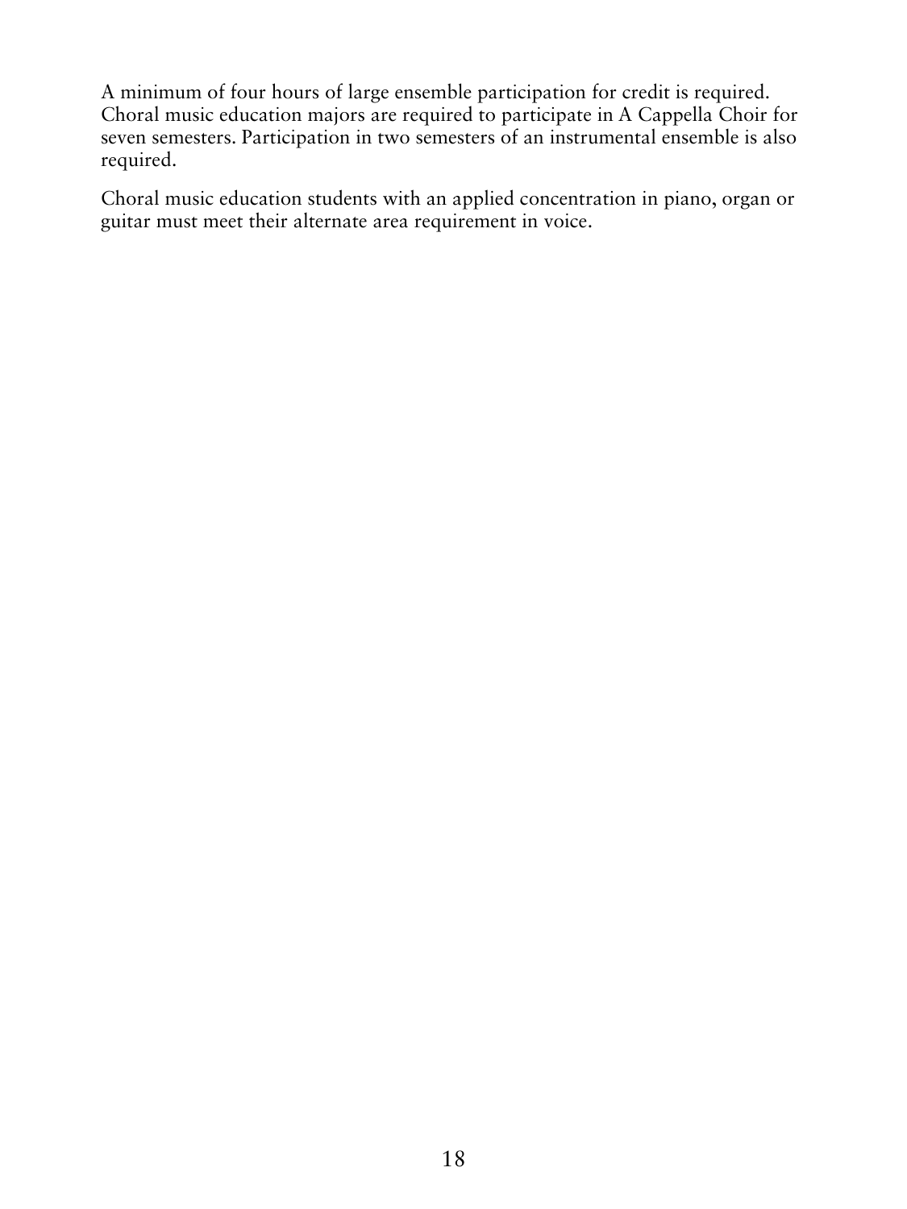A minimum of four hours of large ensemble participation for credit is required. Choral music education majors are required to participate in A Cappella Choir for seven semesters. Participation in two semesters of an instrumental ensemble is also required.

Choral music education students with an applied concentration in piano, organ or guitar must meet their alternate area requirement in voice.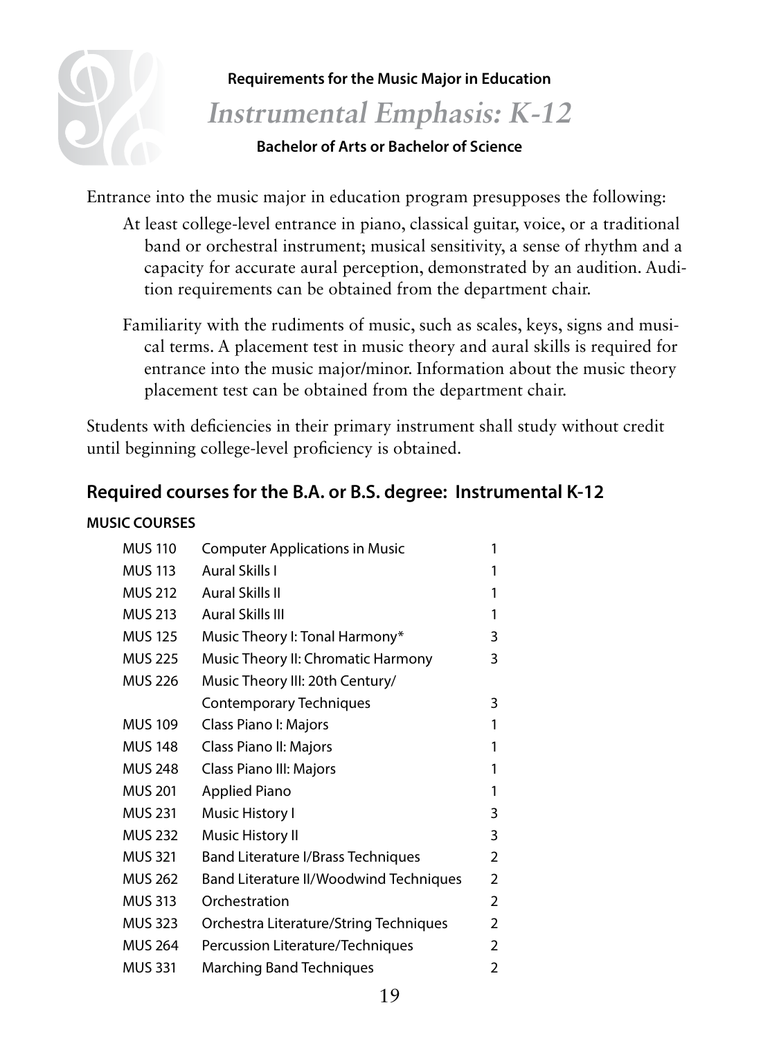**Requirements for the Music Major in Education**

# *Instrumental Emphasis: K-12*

**Bachelor of Arts or Bachelor of Science**

Entrance into the music major in education program presupposes the following:

At least college-level entrance in piano, classical guitar, voice, or a traditional band or orchestral instrument; musical sensitivity, a sense of rhythm and a capacity for accurate aural perception, demonstrated by an audition. Audition requirements can be obtained from the department chair.

Familiarity with the rudiments of music, such as scales, keys, signs and musical terms. A placement test in music theory and aural skills is required for entrance into the music major/minor. Information about the music theory placement test can be obtained from the department chair.

Students with deficiencies in their primary instrument shall study without credit until beginning college-level proficiency is obtained.

## Required courses for the B.A. or B.S. degree: Instrumental K-12

**MUSIC COURSES**

| | | |
|---|---|---|
| MUS 110 | Computer Applications in Music | 1 |
| MUS 113 | Aural Skills I | 1 |
| MUS 212 | Aural Skills II | 1 |
| MUS 213 | Aural Skills III | 1 |
| MUS 125 | Music Theory I: Tonal Harmony* | 3 |
| MUS 225 | Music Theory II: Chromatic Harmony | 3 |
| MUS 226 | Music Theory III: 20th Century/ Contemporary Techniques | 3 |
| MUS 109 | Class Piano I: Majors | 1 |
| MUS 148 | Class Piano II: Majors | 1 |
| MUS 248 | Class Piano III: Majors | 1 |
| MUS 201 | Applied Piano | 1 |
| MUS 231 | Music History I | 3 |
| MUS 232 | Music History II | 3 |
| MUS 321 | Band Literature I/Brass Techniques | 2 |
| MUS 262 | Band Literature II/Woodwind Techniques | 2 |
| MUS 313 | Orchestration | 2 |
| MUS 323 | Orchestra Literature/String Techniques | 2 |
| MUS 264 | Percussion Literature/Techniques | 2 |
| MUS 331 | Marching Band Techniques | 2 |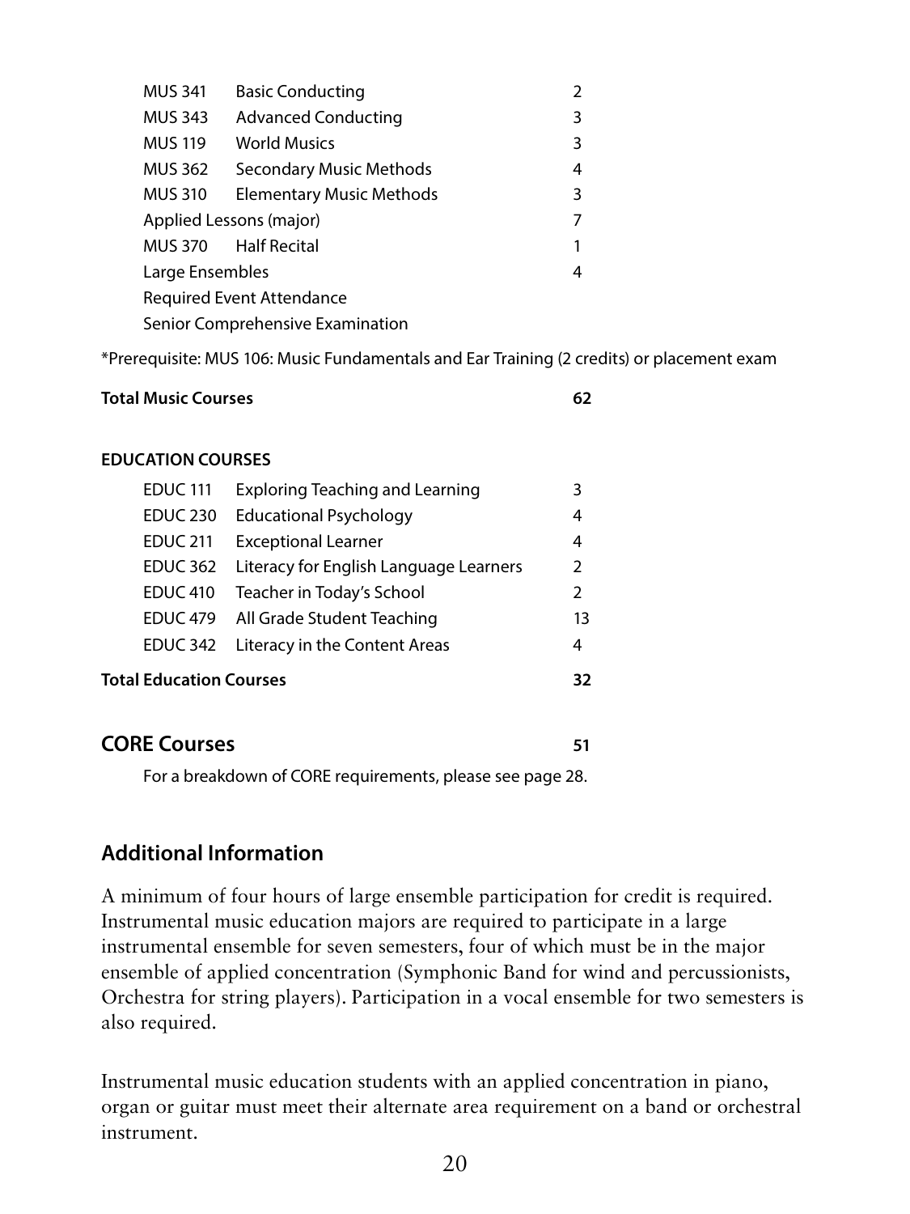| | | |
|---|---|---|
| MUS 341 | Basic Conducting | 2 |
| MUS 343 | Advanced Conducting | 3 |
| MUS 119 | World Musics | 3 |
| MUS 362 | Secondary Music Methods | 4 |
| MUS 310 | Elementary Music Methods | 3 |
| Applied Lessons (major) | | 7 |
| MUS 370 | Half Recital | 1 |
| Large Ensembles | | 4 |
| Required Event Attendance | | |
| Senior Comprehensive Examination | | |

*Prerequisite: MUS 106: Music Fundamentals and Ear Training (2 credits) or placement exam

**Total Music Courses** **62**

**EDUCATION COURSES**

| | | |
|---|---|---|
| EDUC 111 | Exploring Teaching and Learning | 3 |
| EDUC 230 | Educational Psychology | 4 |
| EDUC 211 | Exceptional Learner | 4 |
| EDUC 362 | Literacy for English Language Learners | 2 |
| EDUC 410 | Teacher in Today's School | 2 |
| EDUC 479 | All Grade Student Teaching | 13 |
| EDUC 342 | Literacy in the Content Areas | 4 |

**Total Education Courses** **32**

## CORE Courses **51**

For a breakdown of CORE requirements, please see page 28.

## Additional Information

A minimum of four hours of large ensemble participation for credit is required. Instrumental music education majors are required to participate in a large instrumental ensemble for seven semesters, four of which must be in the major ensemble of applied concentration (Symphonic Band for wind and percussionists, Orchestra for string players). Participation in a vocal ensemble for two semesters is also required.

Instrumental music education students with an applied concentration in piano, organ or guitar must meet their alternate area requirement on a band or orchestral instrument.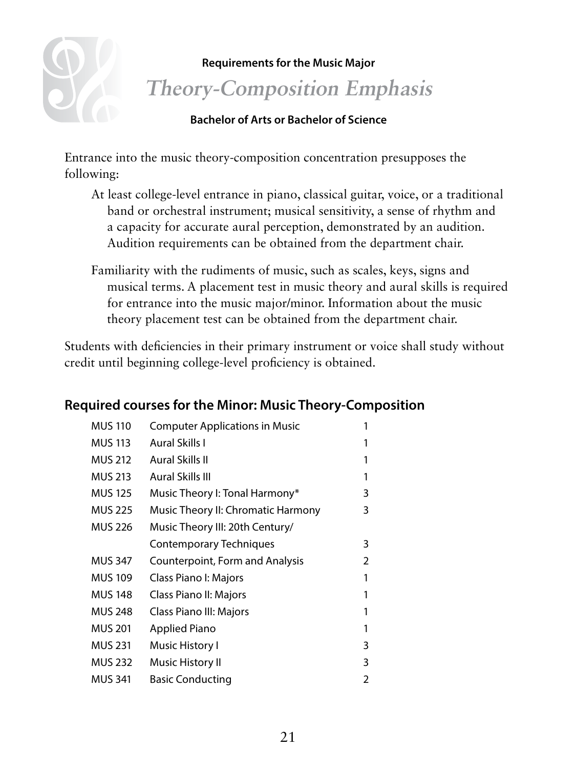**Requirements for the Music Major**

# *Theory-Composition Emphasis*

**Bachelor of Arts or Bachelor of Science**

Entrance into the music theory-composition concentration presupposes the following:

At least college-level entrance in piano, classical guitar, voice, or a traditional band or orchestral instrument; musical sensitivity, a sense of rhythm and a capacity for accurate aural perception, demonstrated by an audition. Audition requirements can be obtained from the department chair.

Familiarity with the rudiments of music, such as scales, keys, signs and musical terms. A placement test in music theory and aural skills is required for entrance into the music major/minor. Information about the music theory placement test can be obtained from the department chair.

Students with deficiencies in their primary instrument or voice shall study without credit until beginning college-level proficiency is obtained.

## Required courses for the Minor: Music Theory-Composition

| | | |
|---|---|---|
| MUS 110 | Computer Applications in Music | 1 |
| MUS 113 | Aural Skills I | 1 |
| MUS 212 | Aural Skills II | 1 |
| MUS 213 | Aural Skills III | 1 |
| MUS 125 | Music Theory I: Tonal Harmony* | 3 |
| MUS 225 | Music Theory II: Chromatic Harmony | 3 |
| MUS 226 | Music Theory III: 20th Century/ Contemporary Techniques | 3 |
| MUS 347 | Counterpoint, Form and Analysis | 2 |
| MUS 109 | Class Piano I: Majors | 1 |
| MUS 148 | Class Piano II: Majors | 1 |
| MUS 248 | Class Piano III: Majors | 1 |
| MUS 201 | Applied Piano | 1 |
| MUS 231 | Music History I | 3 |
| MUS 232 | Music History II | 3 |
| MUS 341 | Basic Conducting | 2 |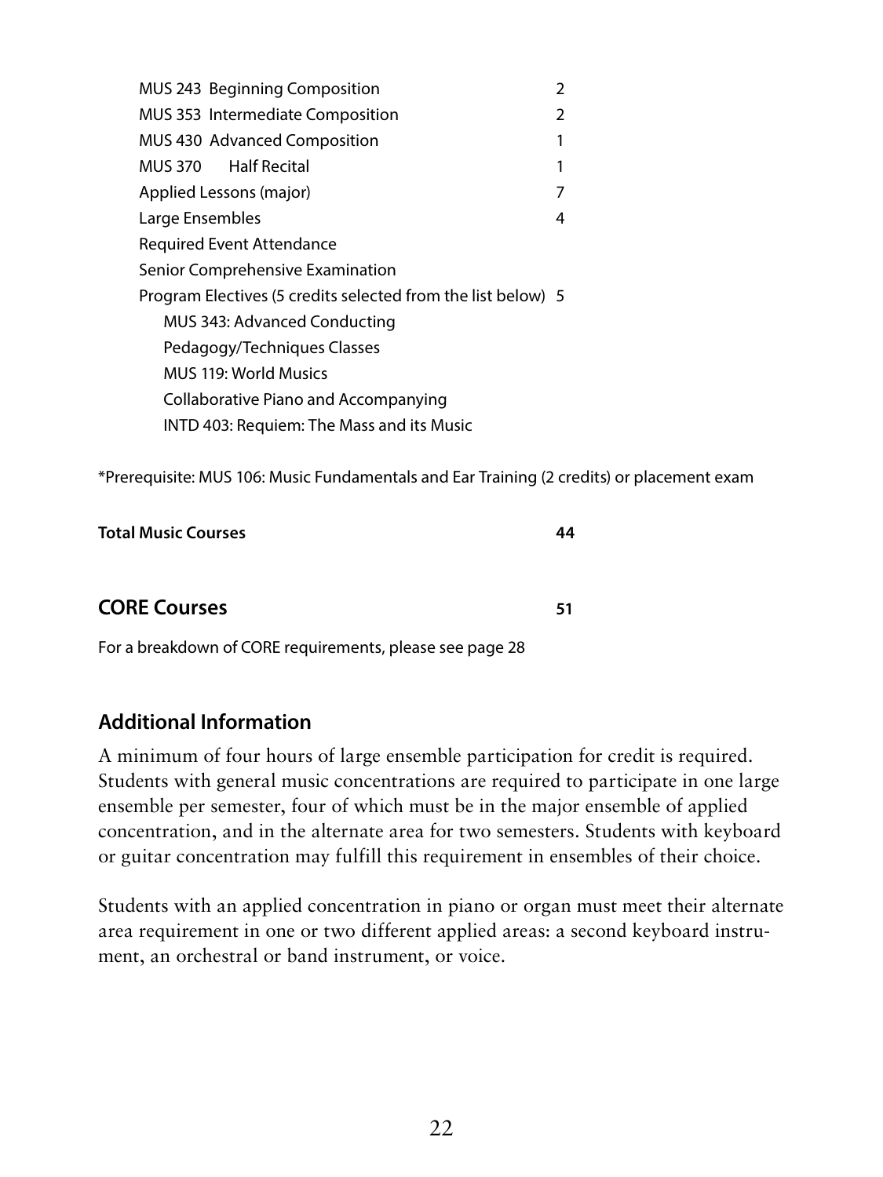| | |
|---|---|
| MUS 243 Beginning Composition | 2 |
| MUS 353 Intermediate Composition | 2 |
| MUS 430 Advanced Composition | 1 |
| MUS 370 Half Recital | 1 |
| Applied Lessons (major) | 7 |
| Large Ensembles | 4 |
| Required Event Attendance | |
| Senior Comprehensive Examination | |
| Program Electives (5 credits selected from the list below) | 5 |
| MUS 343: Advanced Conducting | |
| Pedagogy/Techniques Classes | |
| MUS 119: World Musics | |
| Collaborative Piano and Accompanying | |
| INTD 403: Requiem: The Mass and its Music | |

*Prerequisite: MUS 106: Music Fundamentals and Ear Training (2 credits) or placement exam

**Total Music Courses** **44**

## CORE Courses 51

For a breakdown of CORE requirements, please see page 28

### Additional Information

A minimum of four hours of large ensemble participation for credit is required. Students with general music concentrations are required to participate in one large ensemble per semester, four of which must be in the major ensemble of applied concentration, and in the alternate area for two semesters. Students with keyboard or guitar concentration may fulfill this requirement in ensembles of their choice.

Students with an applied concentration in piano or organ must meet their alternate area requirement in one or two different applied areas: a second keyboard instrument, an orchestral or band instrument, or voice.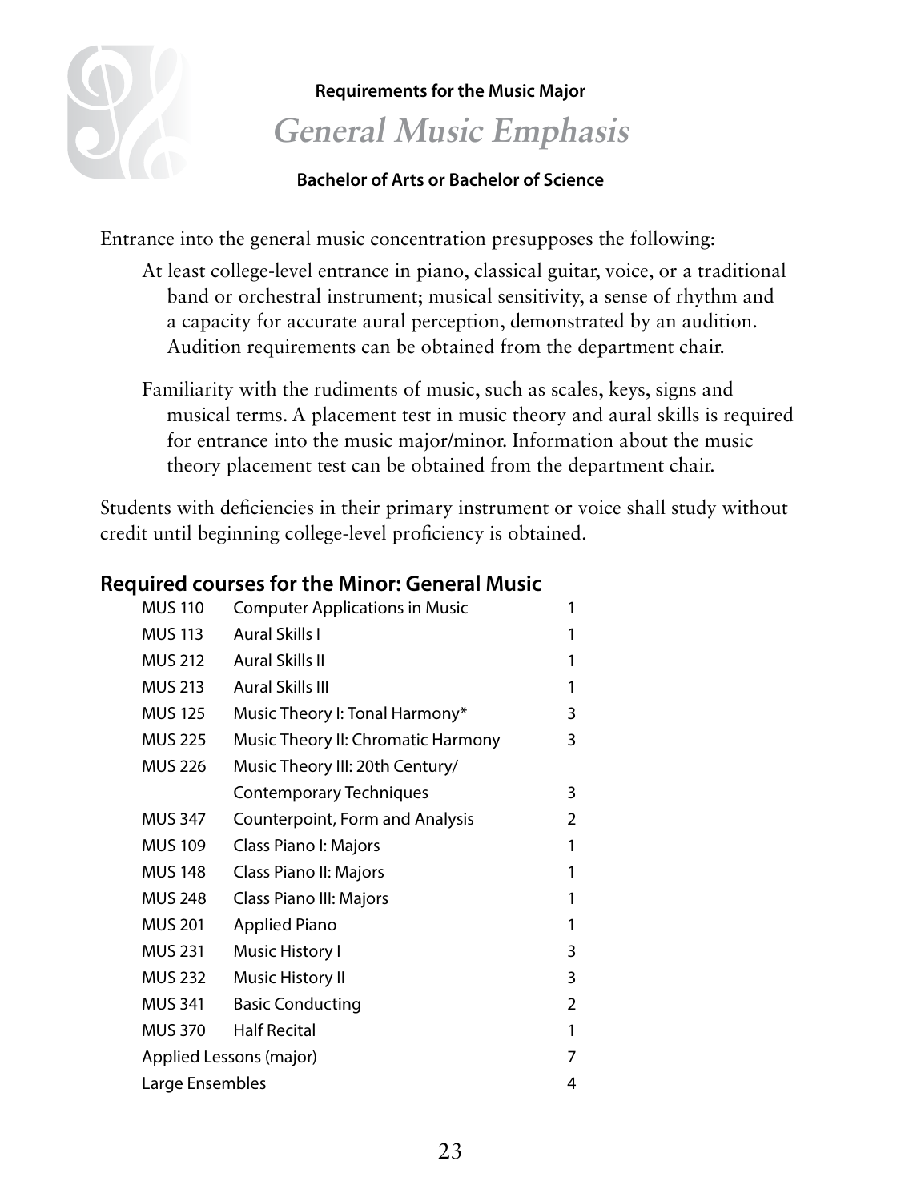**Requirements for the Music Major**

# *General Music Emphasis*

**Bachelor of Arts or Bachelor of Science**

Entrance into the general music concentration presupposes the following:

At least college-level entrance in piano, classical guitar, voice, or a traditional band or orchestral instrument; musical sensitivity, a sense of rhythm and a capacity for accurate aural perception, demonstrated by an audition. Audition requirements can be obtained from the department chair.

Familiarity with the rudiments of music, such as scales, keys, signs and musical terms. A placement test in music theory and aural skills is required for entrance into the music major/minor. Information about the music theory placement test can be obtained from the department chair.

Students with deficiencies in their primary instrument or voice shall study without credit until beginning college-level proficiency is obtained.

## Required courses for the Minor: General Music

| Course | Title | Credits |
|---|---|---|
| MUS 110 | Computer Applications in Music | 1 |
| MUS 113 | Aural Skills I | 1 |
| MUS 212 | Aural Skills II | 1 |
| MUS 213 | Aural Skills III | 1 |
| MUS 125 | Music Theory I: Tonal Harmony* | 3 |
| MUS 225 | Music Theory II: Chromatic Harmony | 3 |
| MUS 226 | Music Theory III: 20th Century/ Contemporary Techniques | 3 |
| MUS 347 | Counterpoint, Form and Analysis | 2 |
| MUS 109 | Class Piano I: Majors | 1 |
| MUS 148 | Class Piano II: Majors | 1 |
| MUS 248 | Class Piano III: Majors | 1 |
| MUS 201 | Applied Piano | 1 |
| MUS 231 | Music History I | 3 |
| MUS 232 | Music History II | 3 |
| MUS 341 | Basic Conducting | 2 |
| MUS 370 | Half Recital | 1 |
| Applied Lessons (major) | | 7 |
| Large Ensembles | | 4 |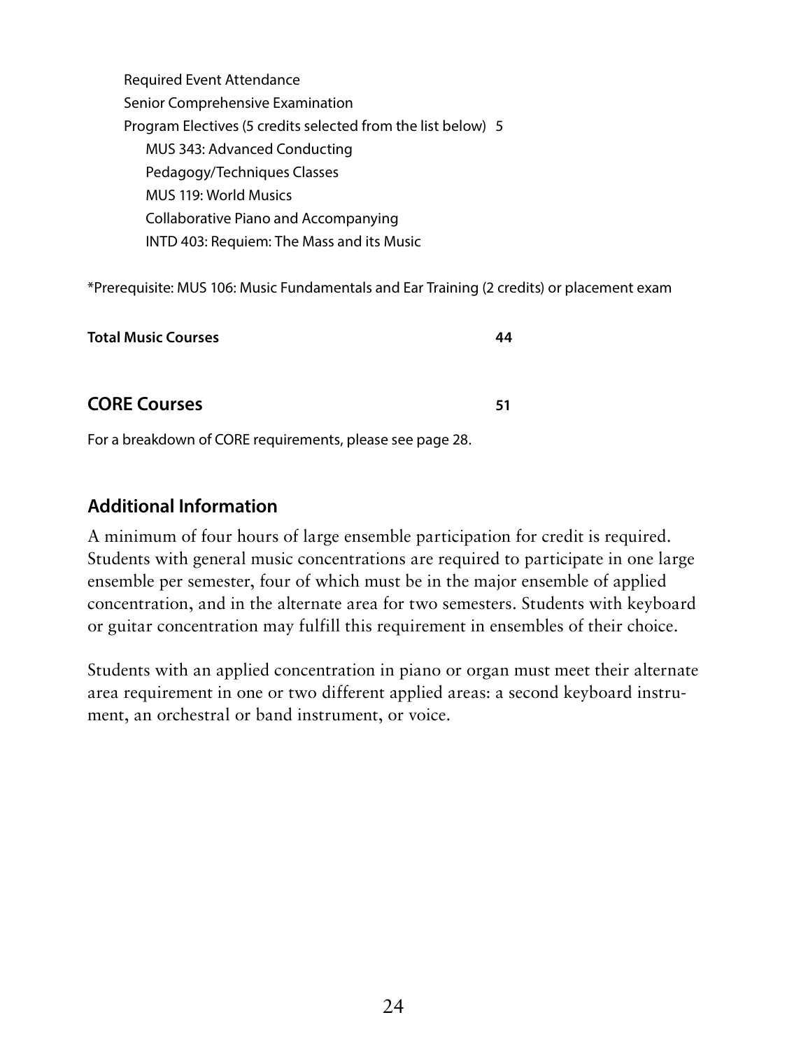Required Event Attendance

Senior Comprehensive Examination

Program Electives (5 credits selected from the list below) 5

- MUS 343: Advanced Conducting
- Pedagogy/Techniques Classes
- MUS 119: World Musics
- Collaborative Piano and Accompanying
- INTD 403: Requiem: The Mass and its Music

*Prerequisite: MUS 106: Music Fundamentals and Ear Training (2 credits) or placement exam

**Total Music Courses** **44**

## CORE Courses 51

For a breakdown of CORE requirements, please see page 28.

### Additional Information

A minimum of four hours of large ensemble participation for credit is required. Students with general music concentrations are required to participate in one large ensemble per semester, four of which must be in the major ensemble of applied concentration, and in the alternate area for two semesters. Students with keyboard or guitar concentration may fulfill this requirement in ensembles of their choice.

Students with an applied concentration in piano or organ must meet their alternate area requirement in one or two different applied areas: a second keyboard instrument, an orchestral or band instrument, or voice.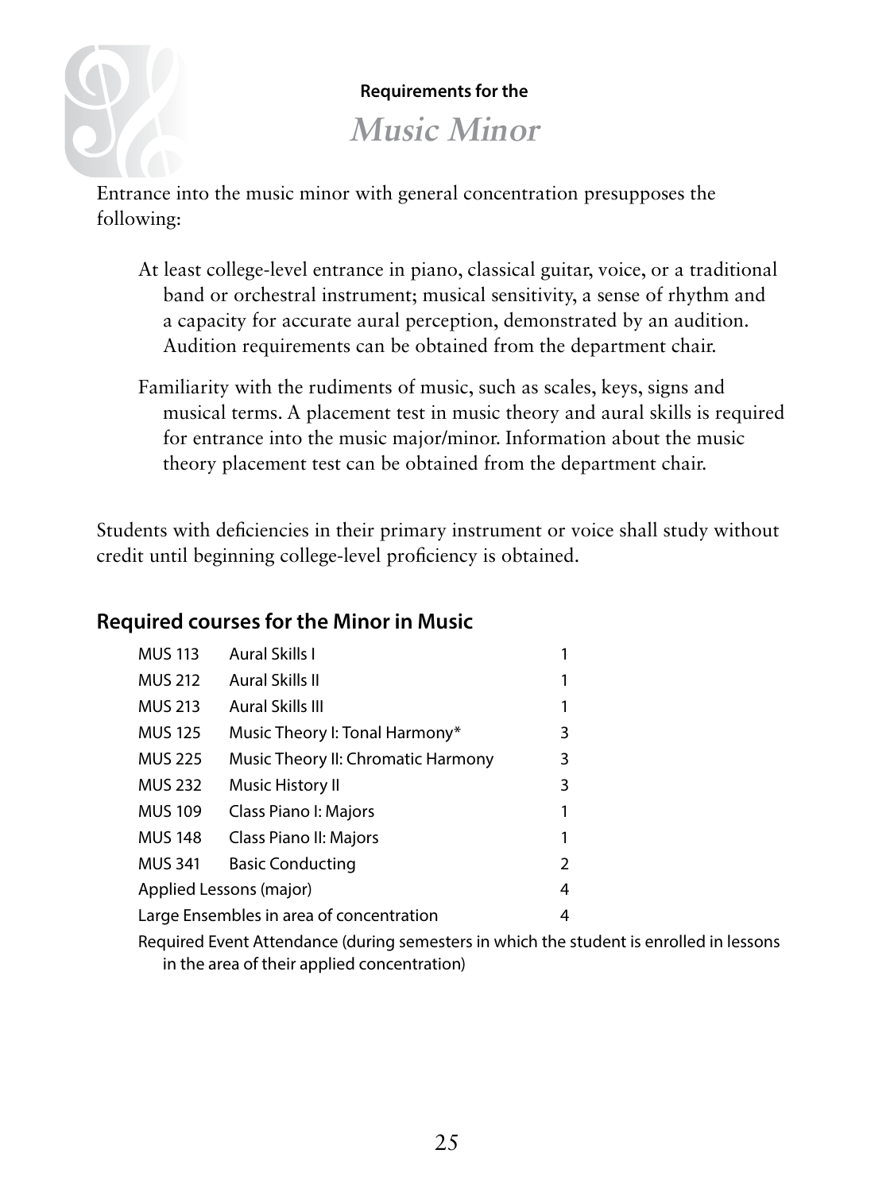Requirements for the

# *Music Minor*

Entrance into the music minor with general concentration presupposes the following:

At least college-level entrance in piano, classical guitar, voice, or a traditional band or orchestral instrument; musical sensitivity, a sense of rhythm and a capacity for accurate aural perception, demonstrated by an audition. Audition requirements can be obtained from the department chair.

Familiarity with the rudiments of music, such as scales, keys, signs and musical terms. A placement test in music theory and aural skills is required for entrance into the music major/minor. Information about the music theory placement test can be obtained from the department chair.

Students with deficiencies in their primary instrument or voice shall study without credit until beginning college-level proficiency is obtained.

## Required courses for the Minor in Music

| | | |
|---|---|---|
| MUS 113 | Aural Skills I | 1 |
| MUS 212 | Aural Skills II | 1 |
| MUS 213 | Aural Skills III | 1 |
| MUS 125 | Music Theory I: Tonal Harmony* | 3 |
| MUS 225 | Music Theory II: Chromatic Harmony | 3 |
| MUS 232 | Music History II | 3 |
| MUS 109 | Class Piano I: Majors | 1 |
| MUS 148 | Class Piano II: Majors | 1 |
| MUS 341 | Basic Conducting | 2 |
| Applied Lessons (major) | | 4 |
| Large Ensembles in area of concentration | | 4 |

Required Event Attendance (during semesters in which the student is enrolled in lessons in the area of their applied concentration)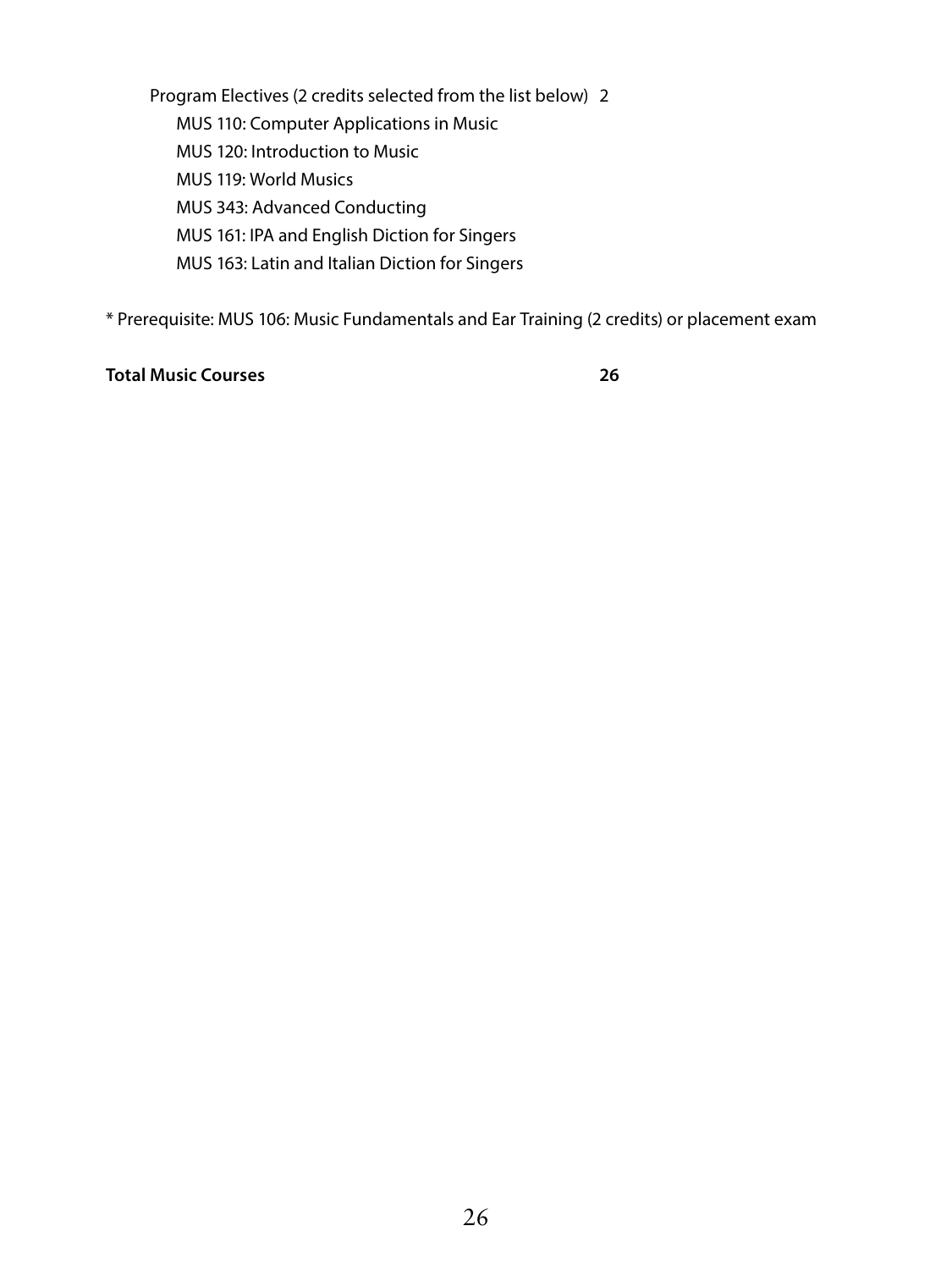Program Electives (2 credits selected from the list below) 2

- MUS 110: Computer Applications in Music
- MUS 120: Introduction to Music
- MUS 119: World Musics
- MUS 343: Advanced Conducting
- MUS 161: IPA and English Diction for Singers
- MUS 163: Latin and Italian Diction for Singers

* Prerequisite: MUS 106: Music Fundamentals and Ear Training (2 credits) or placement exam

**Total Music Courses** **26**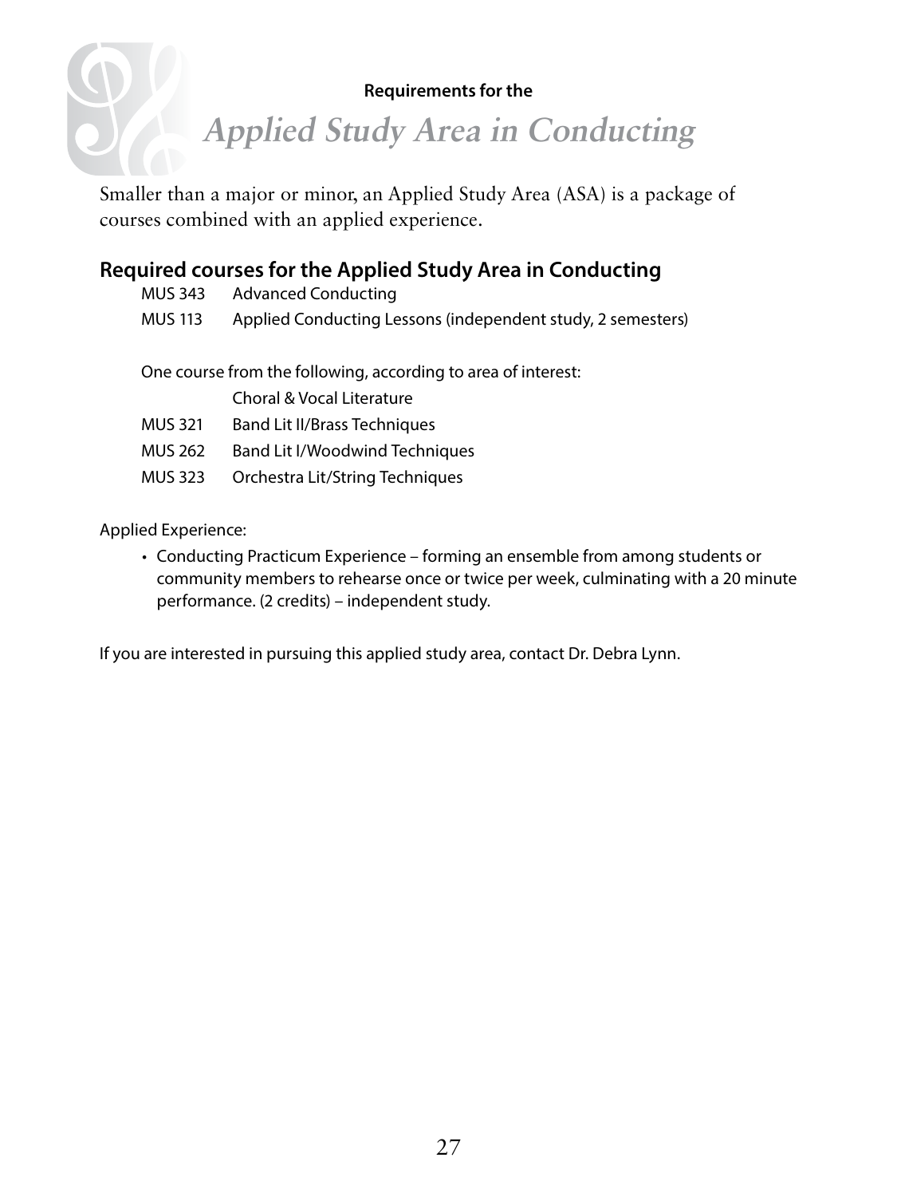Requirements for the

# Applied Study Area in Conducting

Smaller than a major or minor, an Applied Study Area (ASA) is a package of courses combined with an applied experience.

## Required courses for the Applied Study Area in Conducting

| | |
|---|---|
| MUS 343 | Advanced Conducting |
| MUS 113 | Applied Conducting Lessons (independent study, 2 semesters) |

One course from the following, according to area of interest:

| | |
|---|---|
| | Choral & Vocal Literature |
| MUS 321 | Band Lit II/Brass Techniques |
| MUS 262 | Band Lit I/Woodwind Techniques |
| MUS 323 | Orchestra Lit/String Techniques |

Applied Experience:

- Conducting Practicum Experience – forming an ensemble from among students or community members to rehearse once or twice per week, culminating with a 20 minute performance. (2 credits) – independent study.

If you are interested in pursuing this applied study area, contact Dr. Debra Lynn.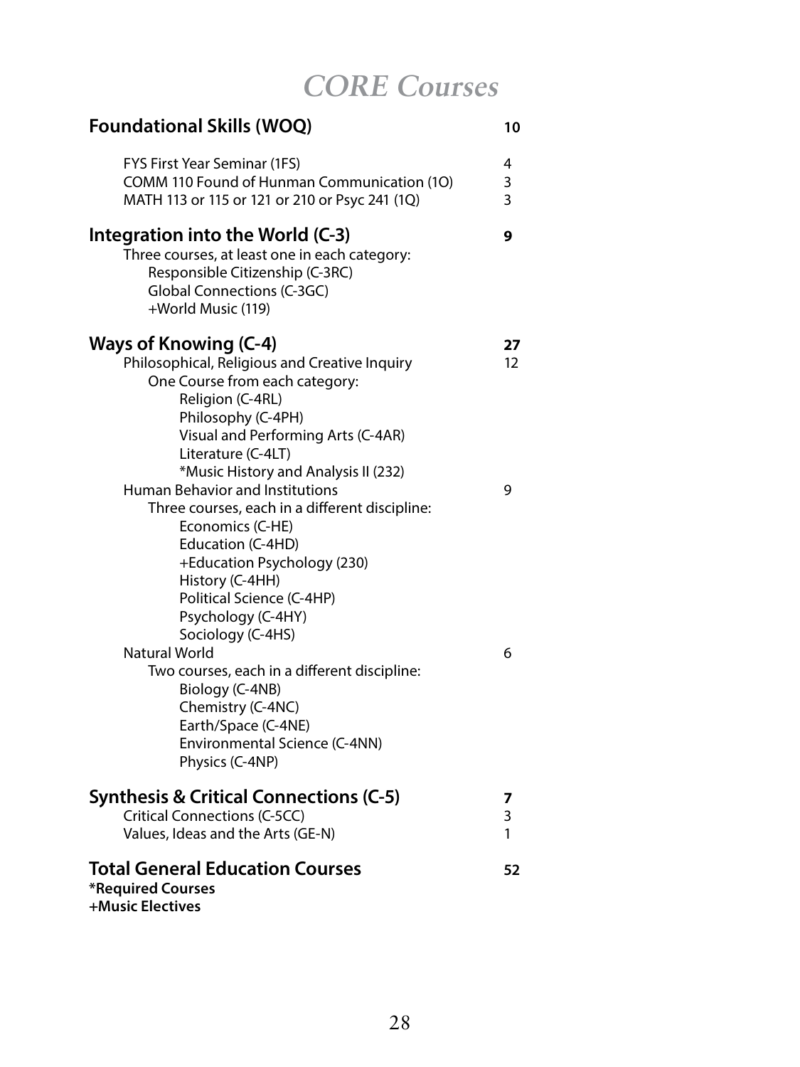# *CORE Courses*

| | |
|---|---|
| **Foundational Skills (WOQ)** | **10** |
| FYS First Year Seminar (1FS) | 4 |
| COMM 110 Found of Hunman Communication (1O) | 3 |
| MATH 113 or 115 or 121 or 210 or Psyc 241 (1Q) | 3 |
| **Integration into the World (C-3)** | **9** |
| Three courses, at least one in each category: | |
| Responsible Citizenship (C-3RC) | |
| Global Connections (C-3GC) | |
| +World Music (119) | |
| **Ways of Knowing (C-4)** | **27** |
| Philosophical, Religious and Creative Inquiry | 12 |
| One Course from each category: | |
| Religion (C-4RL) | |
| Philosophy (C-4PH) | |
| Visual and Performing Arts (C-4AR) | |
| Literature (C-4LT) | |
| *Music History and Analysis II (232) | |
| Human Behavior and Institutions | 9 |
| Three courses, each in a different discipline: | |
| Economics (C-HE) | |
| Education (C-4HD) | |
| +Education Psychology (230) | |
| History (C-4HH) | |
| Political Science (C-4HP) | |
| Psychology (C-4HY) | |
| Sociology (C-4HS) | |
| Natural World | 6 |
| Two courses, each in a different discipline: | |
| Biology (C-4NB) | |
| Chemistry (C-4NC) | |
| Earth/Space (C-4NE) | |
| Environmental Science (C-4NN) | |
| Physics (C-4NP) | |
| **Synthesis & Critical Connections (C-5)** | **7** |
| Critical Connections (C-5CC) | 3 |
| Values, Ideas and the Arts (GE-N) | 1 |
| **Total General Education Courses** | **52** |

**\*Required Courses**
**+Music Electives**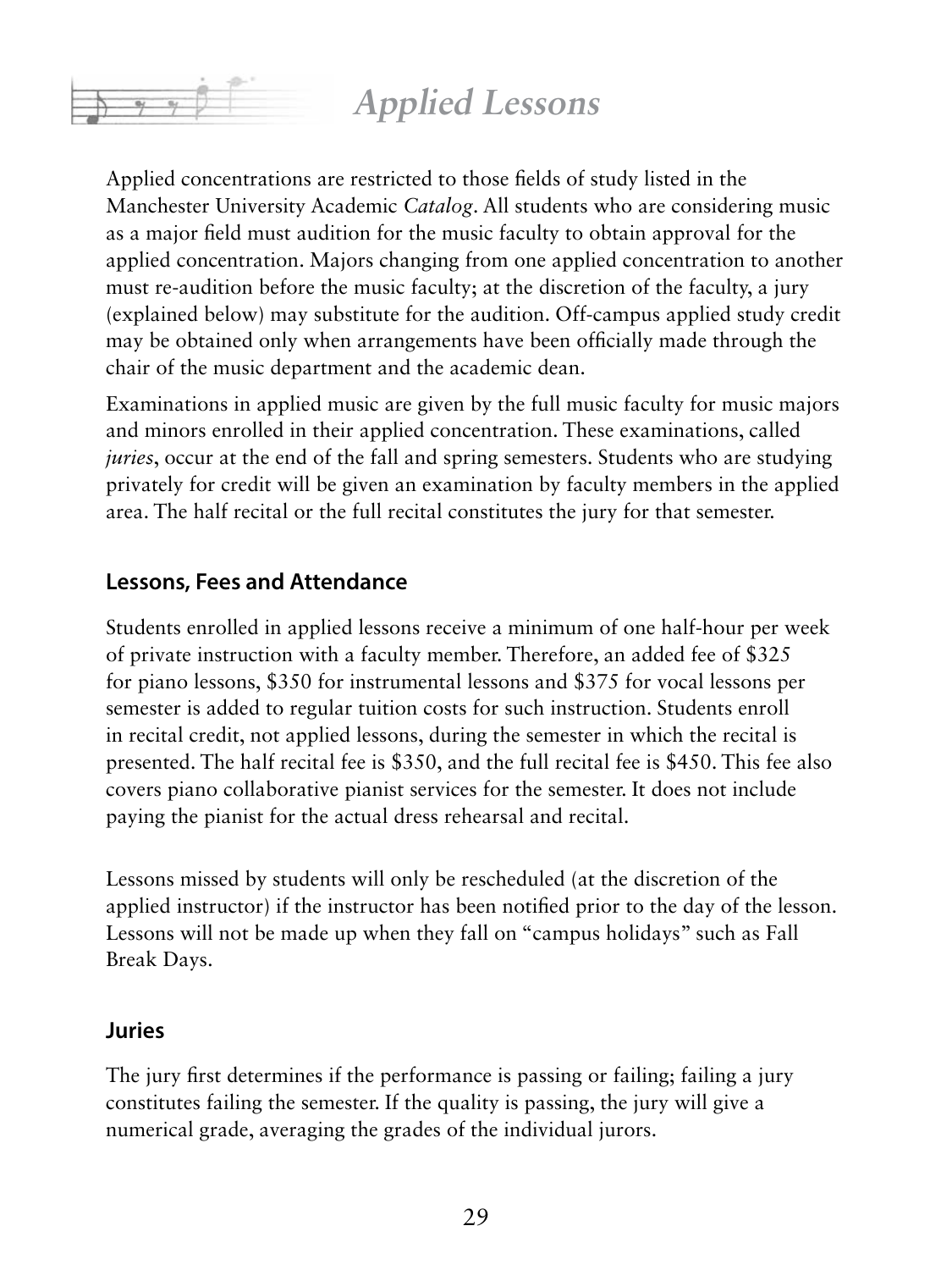# Applied Lessons

Applied concentrations are restricted to those fields of study listed in the Manchester University Academic *Catalog*. All students who are considering music as a major field must audition for the music faculty to obtain approval for the applied concentration. Majors changing from one applied concentration to another must re-audition before the music faculty; at the discretion of the faculty, a jury (explained below) may substitute for the audition. Off-campus applied study credit may be obtained only when arrangements have been officially made through the chair of the music department and the academic dean.

Examinations in applied music are given by the full music faculty for music majors and minors enrolled in their applied concentration. These examinations, called *juries*, occur at the end of the fall and spring semesters. Students who are studying privately for credit will be given an examination by faculty members in the applied area. The half recital or the full recital constitutes the jury for that semester.

## Lessons, Fees and Attendance

Students enrolled in applied lessons receive a minimum of one half-hour per week of private instruction with a faculty member. Therefore, an added fee of $325 for piano lessons, $350 for instrumental lessons and $375 for vocal lessons per semester is added to regular tuition costs for such instruction. Students enroll in recital credit, not applied lessons, during the semester in which the recital is presented. The half recital fee is $350, and the full recital fee is $450. This fee also covers piano collaborative pianist services for the semester. It does not include paying the pianist for the actual dress rehearsal and recital.

Lessons missed by students will only be rescheduled (at the discretion of the applied instructor) if the instructor has been notified prior to the day of the lesson. Lessons will not be made up when they fall on "campus holidays" such as Fall Break Days.

## Juries

The jury first determines if the performance is passing or failing; failing a jury constitutes failing the semester. If the quality is passing, the jury will give a numerical grade, averaging the grades of the individual jurors.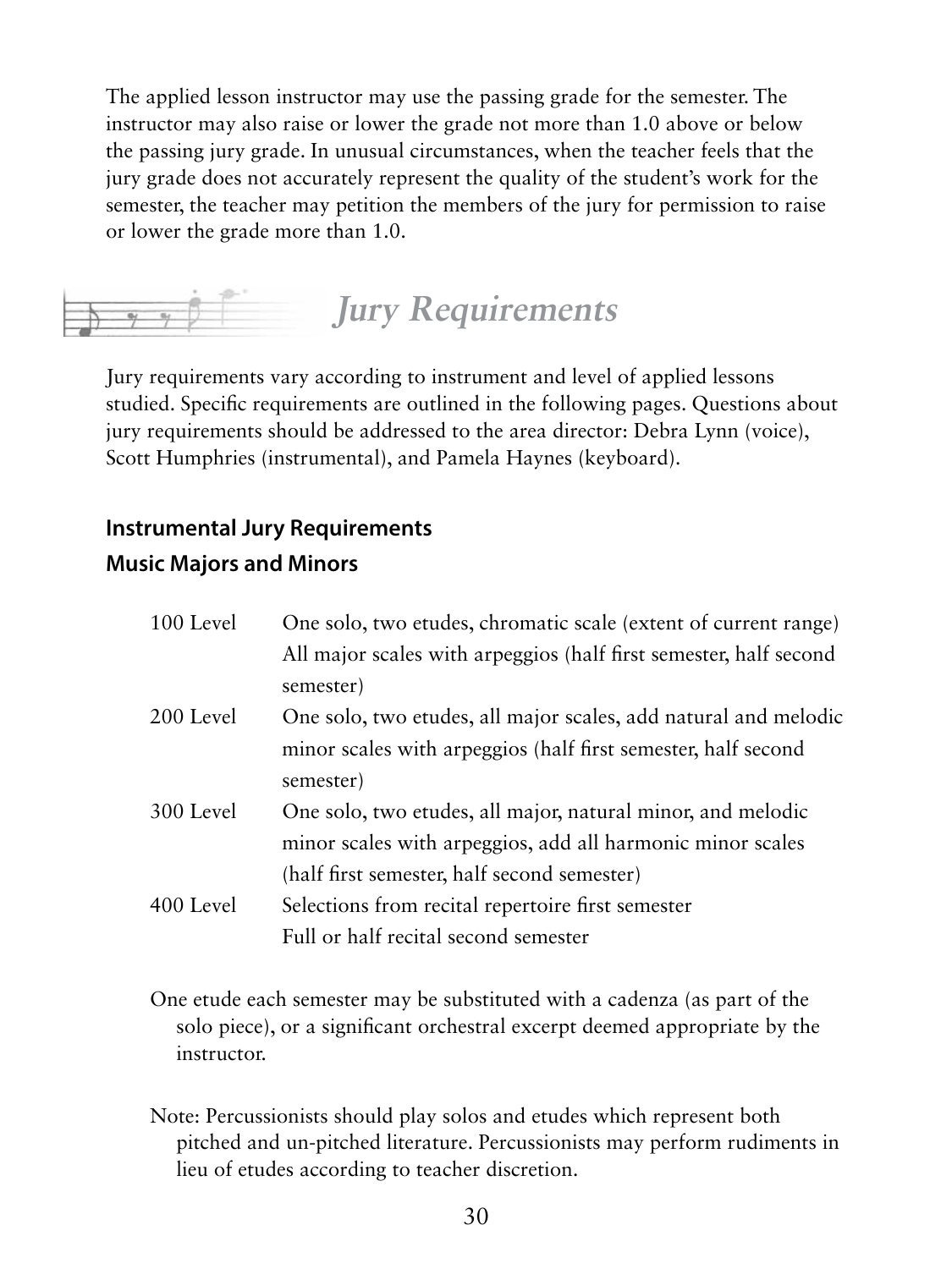The applied lesson instructor may use the passing grade for the semester. The instructor may also raise or lower the grade not more than 1.0 above or below the passing jury grade. In unusual circumstances, when the teacher feels that the jury grade does not accurately represent the quality of the student's work for the semester, the teacher may petition the members of the jury for permission to raise or lower the grade more than 1.0.

## *Jury Requirements*

Jury requirements vary according to instrument and level of applied lessons studied. Specific requirements are outlined in the following pages. Questions about jury requirements should be addressed to the area director: Debra Lynn (voice), Scott Humphries (instrumental), and Pamela Haynes (keyboard).

### Instrumental Jury Requirements

### Music Majors and Minors

| Level | Requirements |
|---|---|
| 100 Level | One solo, two etudes, chromatic scale (extent of current range) All major scales with arpeggios (half first semester, half second semester) |
| 200 Level | One solo, two etudes, all major scales, add natural and melodic minor scales with arpeggios (half first semester, half second semester) |
| 300 Level | One solo, two etudes, all major, natural minor, and melodic minor scales with arpeggios, add all harmonic minor scales (half first semester, half second semester) |
| 400 Level | Selections from recital repertoire first semester Full or half recital second semester |

One etude each semester may be substituted with a cadenza (as part of the solo piece), or a significant orchestral excerpt deemed appropriate by the instructor.

Note: Percussionists should play solos and etudes which represent both pitched and un-pitched literature. Percussionists may perform rudiments in lieu of etudes according to teacher discretion.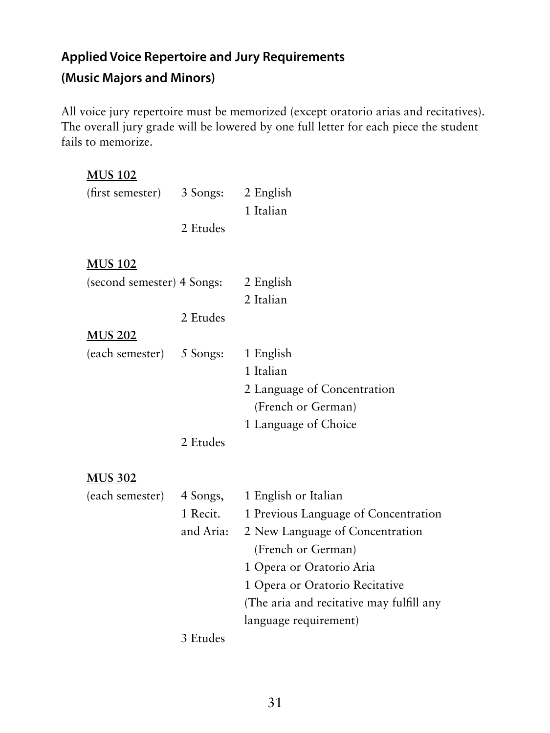## Applied Voice Repertoire and Jury Requirements
## (Music Majors and Minors)

All voice jury repertoire must be memorized (except oratorio arias and recitatives). The overall jury grade will be lowered by one full letter for each piece the student fails to memorize.

**MUS 102**

(first semester)

- 3 Songs:
  - 2 English
  - 1 Italian
- 2 Etudes

**MUS 102**

(second semester)

- 4 Songs:
  - 2 English
  - 2 Italian
- 2 Etudes

**MUS 202**

(each semester)

- 5 Songs:
  - 1 English
  - 1 Italian
  - 2 Language of Concentration (French or German)
  - 1 Language of Choice
- 2 Etudes

**MUS 302**

(each semester)

- 4 Songs, 1 Recit. and Aria:
  - 1 English or Italian
  - 1 Previous Language of Concentration
  - 2 New Language of Concentration (French or German)
  - 1 Opera or Oratorio Aria
  - 1 Opera or Oratorio Recitative
  - (The aria and recitative may fulfill any language requirement)
- 3 Etudes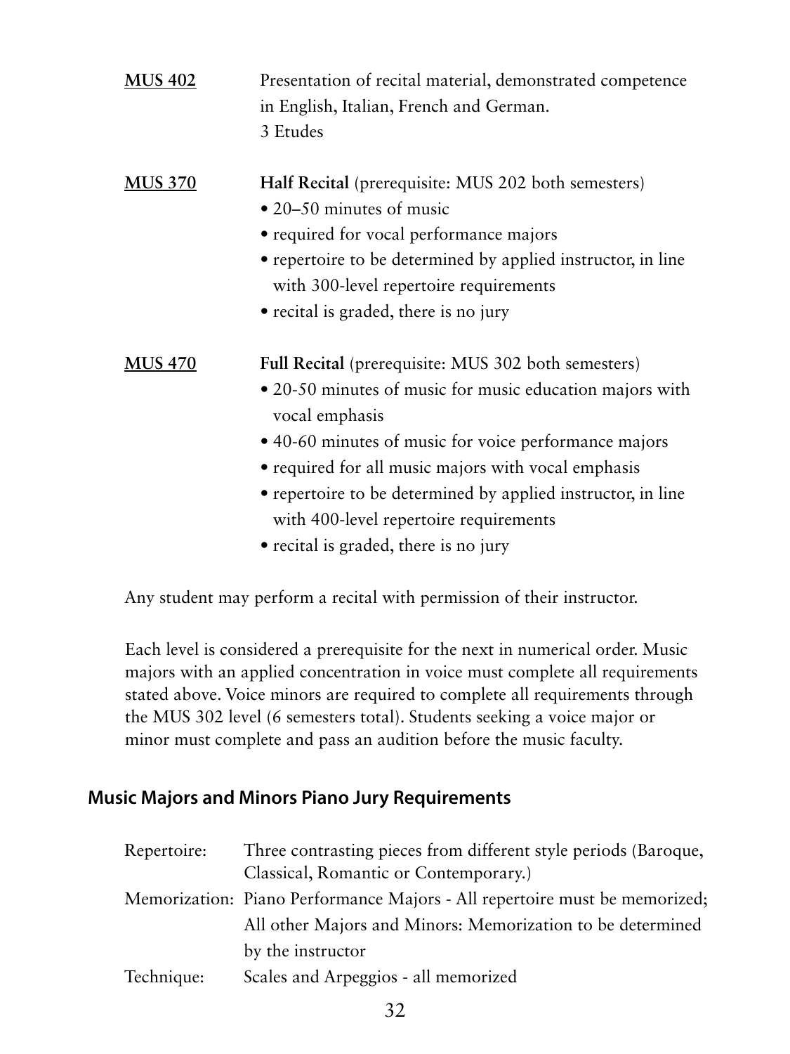**MUS 402** Presentation of recital material, demonstrated competence in English, Italian, French and German.
3 Etudes

**MUS 370** **Half Recital** (prerequisite: MUS 202 both semesters)

- 20–50 minutes of music
- required for vocal performance majors
- repertoire to be determined by applied instructor, in line with 300-level repertoire requirements
- recital is graded, there is no jury

**MUS 470** **Full Recital** (prerequisite: MUS 302 both semesters)

- 20-50 minutes of music for music education majors with vocal emphasis
- 40-60 minutes of music for voice performance majors
- required for all music majors with vocal emphasis
- repertoire to be determined by applied instructor, in line with 400-level repertoire requirements
- recital is graded, there is no jury

Any student may perform a recital with permission of their instructor.

Each level is considered a prerequisite for the next in numerical order. Music majors with an applied concentration in voice must complete all requirements stated above. Voice minors are required to complete all requirements through the MUS 302 level (6 semesters total). Students seeking a voice major or minor must complete and pass an audition before the music faculty.

## Music Majors and Minors Piano Jury Requirements

Repertoire: Three contrasting pieces from different style periods (Baroque, Classical, Romantic or Contemporary.)

Memorization: Piano Performance Majors - All repertoire must be memorized; All other Majors and Minors: Memorization to be determined by the instructor

Technique: Scales and Arpeggios - all memorized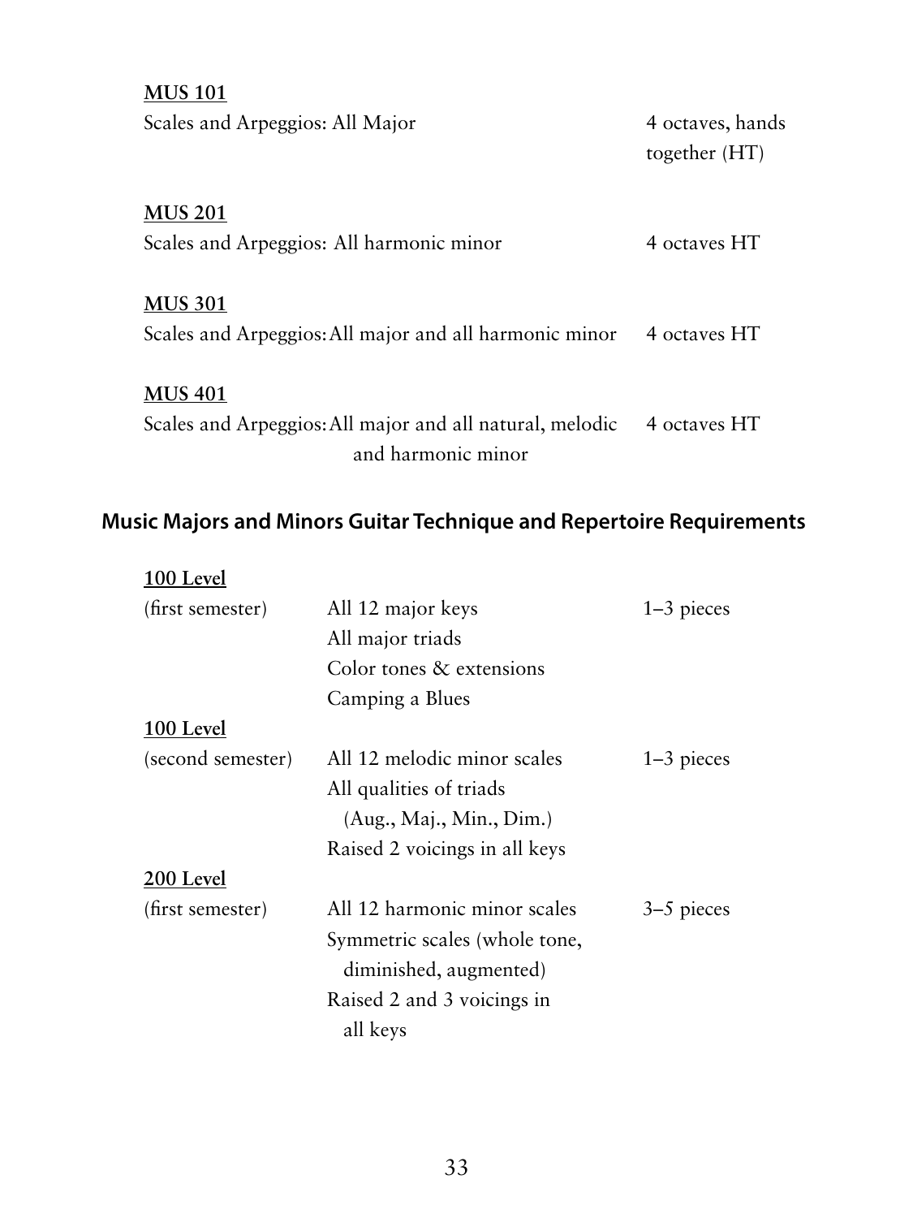**MUS 101**

| | |
|---|---|
| Scales and Arpeggios: All Major | 4 octaves, hands together (HT) |

**MUS 201**

| | |
|---|---|
| Scales and Arpeggios: All harmonic minor | 4 octaves HT |

**MUS 301**

| | |
|---|---|
| Scales and Arpeggios: All major and all harmonic minor | 4 octaves HT |

**MUS 401**

| | |
|---|---|
| Scales and Arpeggios: All major and all natural, melodic and harmonic minor | 4 octaves HT |

## Music Majors and Minors Guitar Technique and Repertoire Requirements

| | | |
|---|---|---|
| **100 Level** (first semester) | All 12 major keys<br>All major triads<br>Color tones & extensions<br>Camping a Blues | 1–3 pieces |
| **100 Level** (second semester) | All 12 melodic minor scales<br>All qualities of triads (Aug., Maj., Min., Dim.)<br>Raised 2 voicings in all keys | 1–3 pieces |
| **200 Level** (first semester) | All 12 harmonic minor scales<br>Symmetric scales (whole tone, diminished, augmented)<br>Raised 2 and 3 voicings in all keys | 3–5 pieces |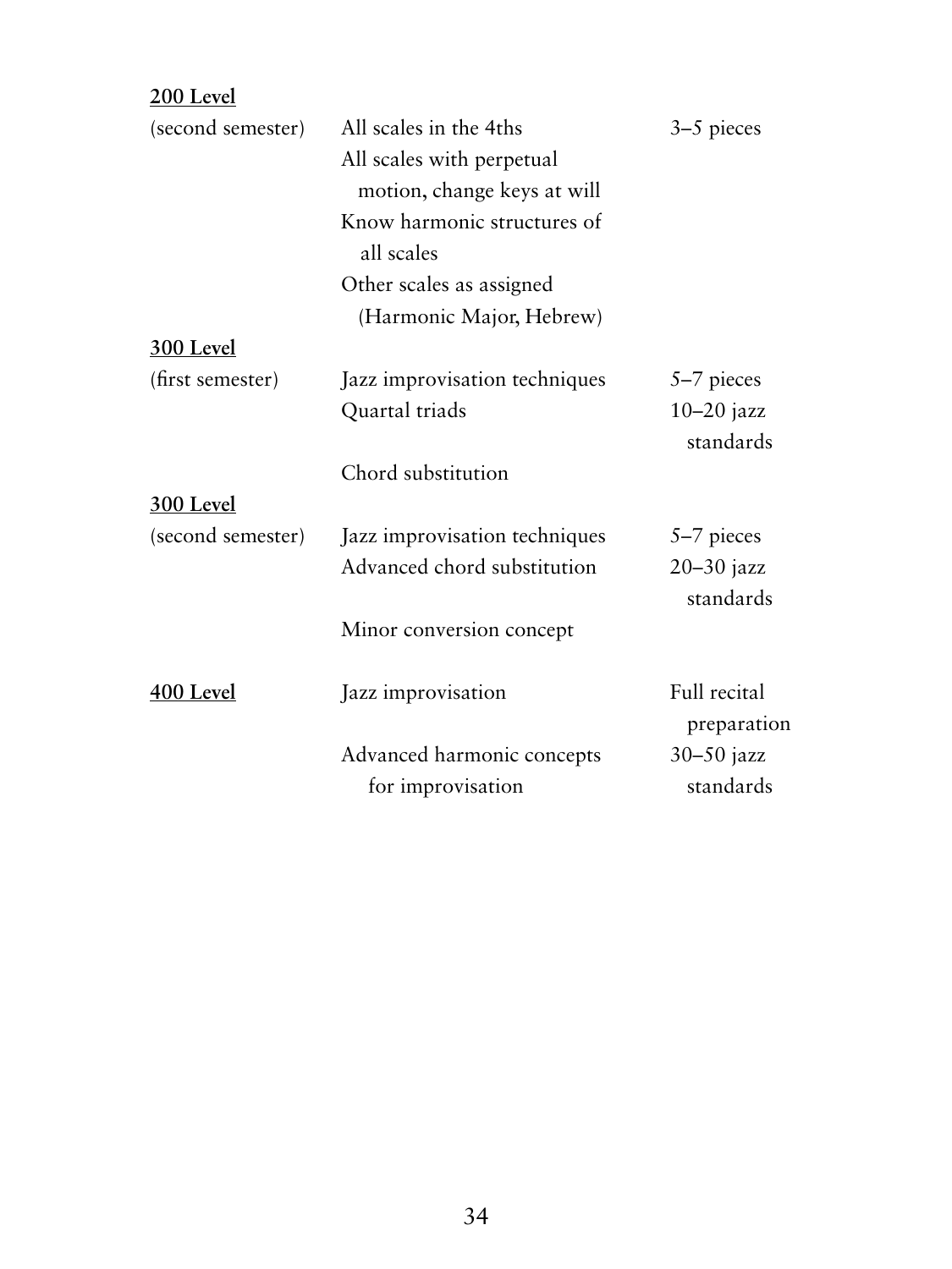| **200 Level** | | |
| --- | --- | --- |
| (second semester) | All scales in the 4ths | 3–5 pieces |
| | All scales with perpetual motion, change keys at will | |
| | Know harmonic structures of all scales | |
| | Other scales as assigned (Harmonic Major, Hebrew) | |
| **300 Level** | | |
| (first semester) | Jazz improvisation techniques | 5–7 pieces |
| | Quartal triads | 10–20 jazz standards |
| | Chord substitution | |
| **300 Level** | | |
| (second semester) | Jazz improvisation techniques | 5–7 pieces |
| | Advanced chord substitution | 20–30 jazz standards |
| | Minor conversion concept | |
| **400 Level** | Jazz improvisation | Full recital preparation |
| | Advanced harmonic concepts for improvisation | 30–50 jazz standards |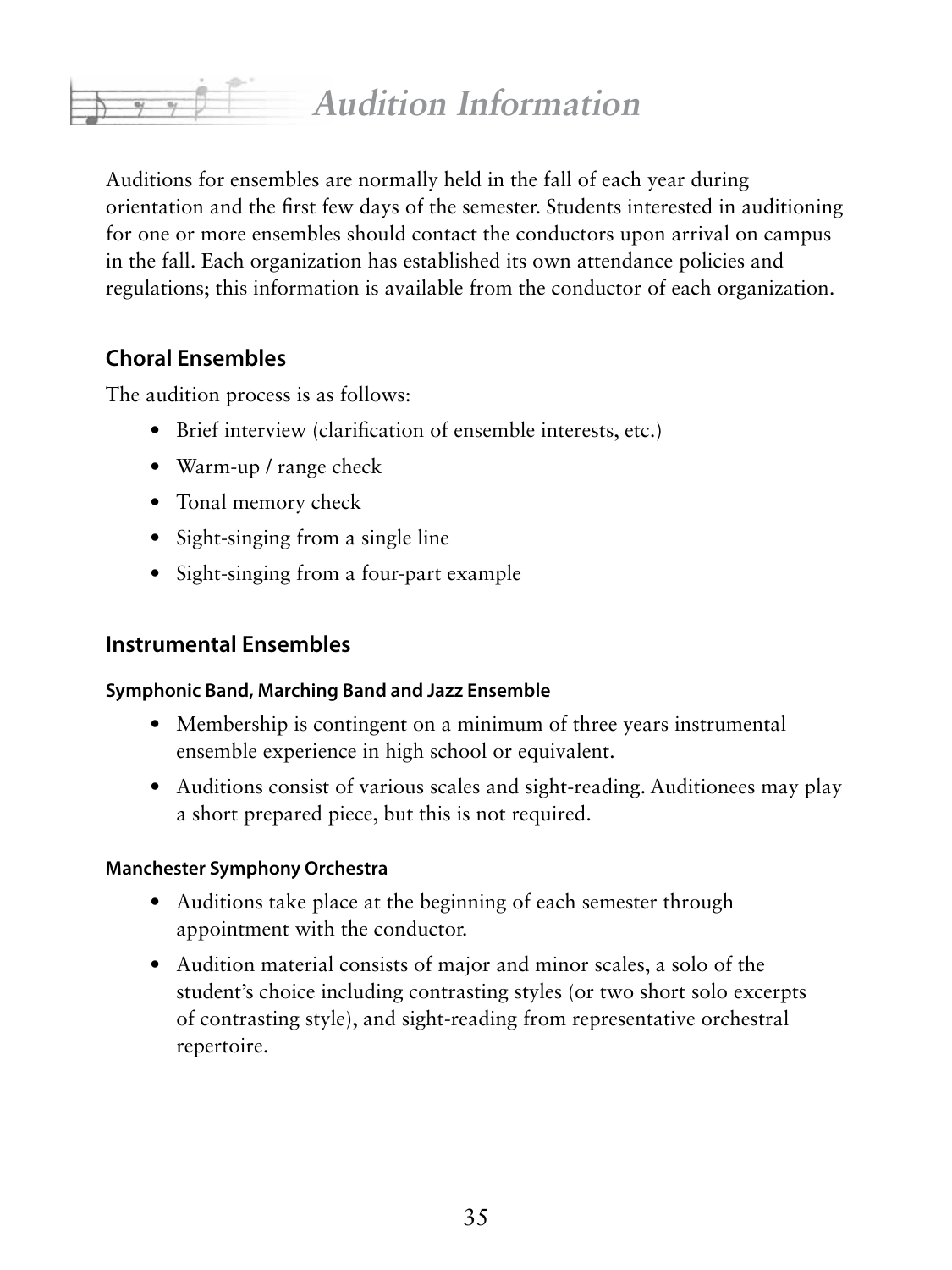# Audition Information

Auditions for ensembles are normally held in the fall of each year during orientation and the first few days of the semester. Students interested in auditioning for one or more ensembles should contact the conductors upon arrival on campus in the fall. Each organization has established its own attendance policies and regulations; this information is available from the conductor of each organization.

## Choral Ensembles

The audition process is as follows:

- Brief interview (clarification of ensemble interests, etc.)
- Warm-up / range check
- Tonal memory check
- Sight-singing from a single line
- Sight-singing from a four-part example

## Instrumental Ensembles

### Symphonic Band, Marching Band and Jazz Ensemble

- Membership is contingent on a minimum of three years instrumental ensemble experience in high school or equivalent.
- Auditions consist of various scales and sight-reading. Auditionees may play a short prepared piece, but this is not required.

### Manchester Symphony Orchestra

- Auditions take place at the beginning of each semester through appointment with the conductor.
- Audition material consists of major and minor scales, a solo of the student's choice including contrasting styles (or two short solo excerpts of contrasting style), and sight-reading from representative orchestral repertoire.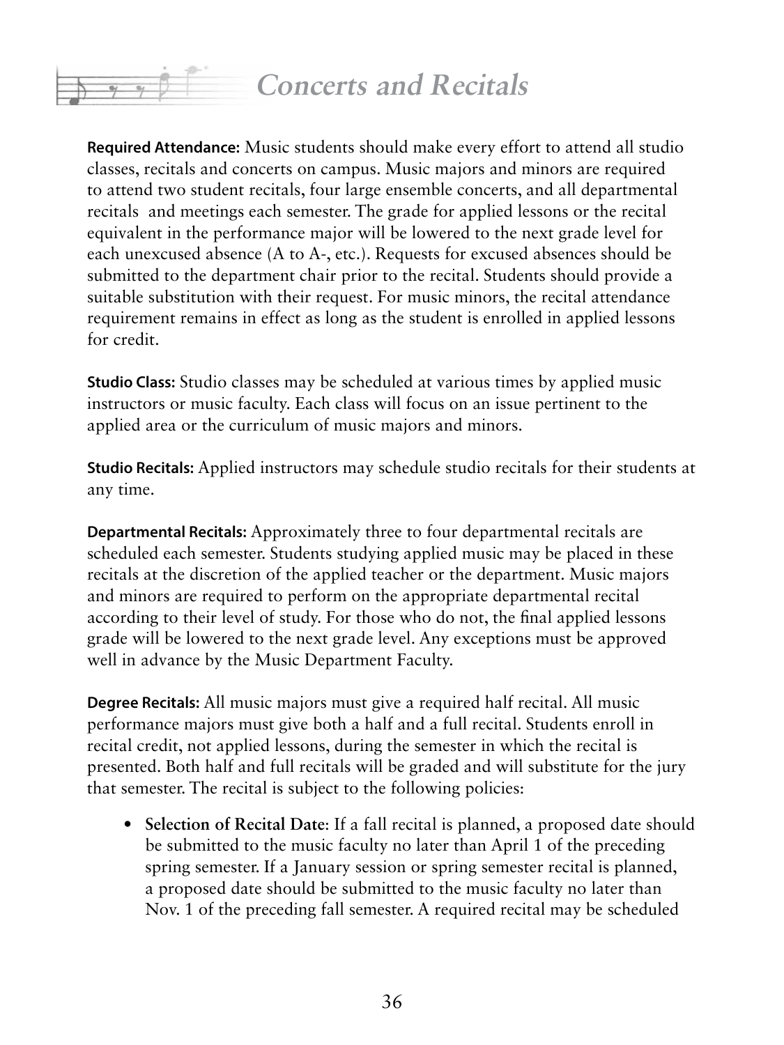# Concerts and Recitals

**Required Attendance:** Music students should make every effort to attend all studio classes, recitals and concerts on campus. Music majors and minors are required to attend two student recitals, four large ensemble concerts, and all departmental recitals and meetings each semester. The grade for applied lessons or the recital equivalent in the performance major will be lowered to the next grade level for each unexcused absence (A to A-, etc.). Requests for excused absences should be submitted to the department chair prior to the recital. Students should provide a suitable substitution with their request. For music minors, the recital attendance requirement remains in effect as long as the student is enrolled in applied lessons for credit.

**Studio Class:** Studio classes may be scheduled at various times by applied music instructors or music faculty. Each class will focus on an issue pertinent to the applied area or the curriculum of music majors and minors.

**Studio Recitals:** Applied instructors may schedule studio recitals for their students at any time.

**Departmental Recitals:** Approximately three to four departmental recitals are scheduled each semester. Students studying applied music may be placed in these recitals at the discretion of the applied teacher or the department. Music majors and minors are required to perform on the appropriate departmental recital according to their level of study. For those who do not, the final applied lessons grade will be lowered to the next grade level. Any exceptions must be approved well in advance by the Music Department Faculty.

**Degree Recitals:** All music majors must give a required half recital. All music performance majors must give both a half and a full recital. Students enroll in recital credit, not applied lessons, during the semester in which the recital is presented. Both half and full recitals will be graded and will substitute for the jury that semester. The recital is subject to the following policies:

- **Selection of Recital Date**: If a fall recital is planned, a proposed date should be submitted to the music faculty no later than April 1 of the preceding spring semester. If a January session or spring semester recital is planned, a proposed date should be submitted to the music faculty no later than Nov. 1 of the preceding fall semester. A required recital may be scheduled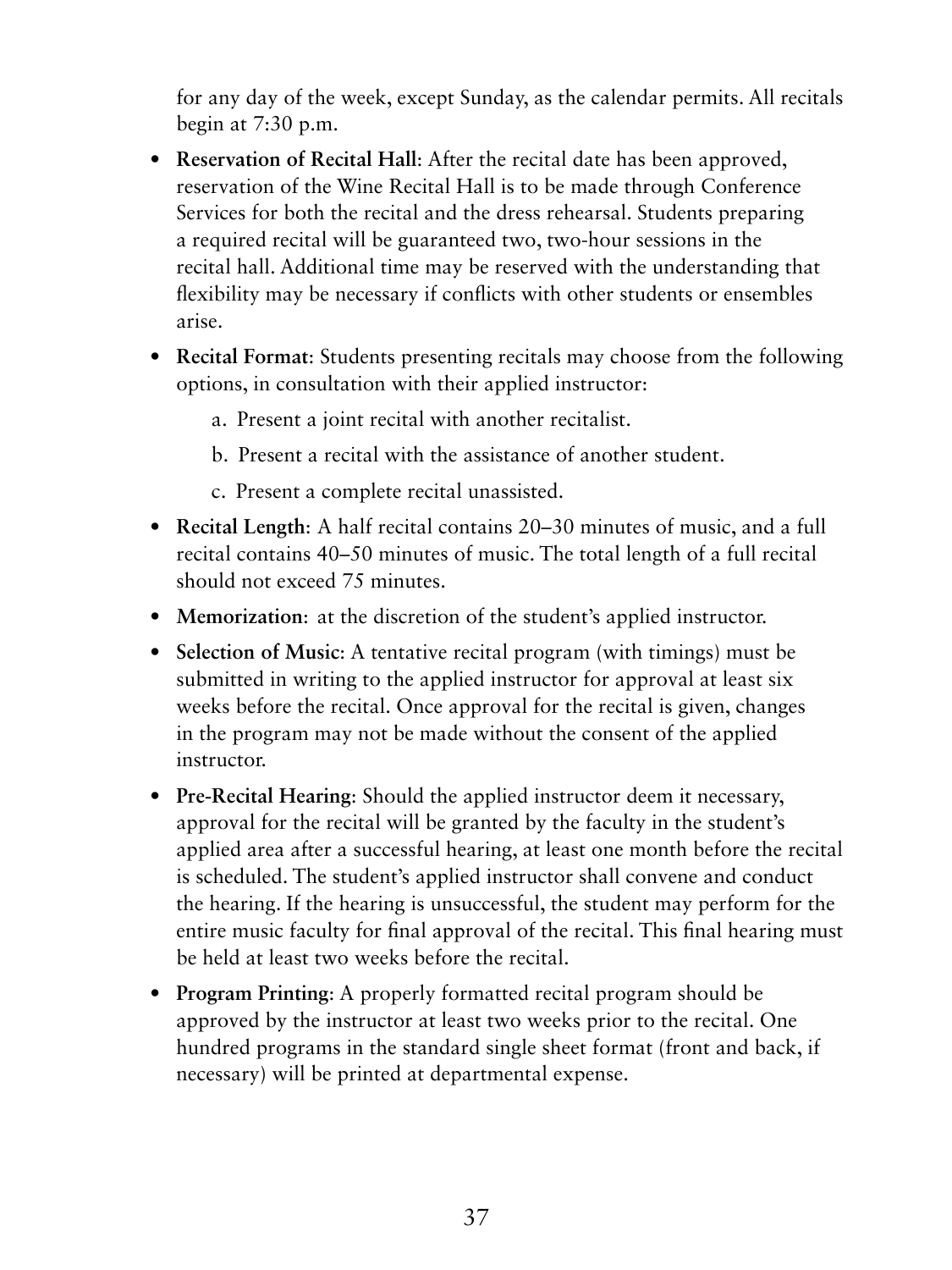for any day of the week, except Sunday, as the calendar permits. All recitals begin at 7:30 p.m.

- **Reservation of Recital Hall**: After the recital date has been approved, reservation of the Wine Recital Hall is to be made through Conference Services for both the recital and the dress rehearsal. Students preparing a required recital will be guaranteed two, two-hour sessions in the recital hall. Additional time may be reserved with the understanding that flexibility may be necessary if conflicts with other students or ensembles arise.
- **Recital Format**: Students presenting recitals may choose from the following options, in consultation with their applied instructor:
  a. Present a joint recital with another recitalist.
  b. Present a recital with the assistance of another student.
  c. Present a complete recital unassisted.
- **Recital Length**: A half recital contains 20–30 minutes of music, and a full recital contains 40–50 minutes of music. The total length of a full recital should not exceed 75 minutes.
- **Memorization**: at the discretion of the student's applied instructor.
- **Selection of Music**: A tentative recital program (with timings) must be submitted in writing to the applied instructor for approval at least six weeks before the recital. Once approval for the recital is given, changes in the program may not be made without the consent of the applied instructor.
- **Pre-Recital Hearing**: Should the applied instructor deem it necessary, approval for the recital will be granted by the faculty in the student's applied area after a successful hearing, at least one month before the recital is scheduled. The student's applied instructor shall convene and conduct the hearing. If the hearing is unsuccessful, the student may perform for the entire music faculty for final approval of the recital. This final hearing must be held at least two weeks before the recital.
- **Program Printing**: A properly formatted recital program should be approved by the instructor at least two weeks prior to the recital. One hundred programs in the standard single sheet format (front and back, if necessary) will be printed at departmental expense.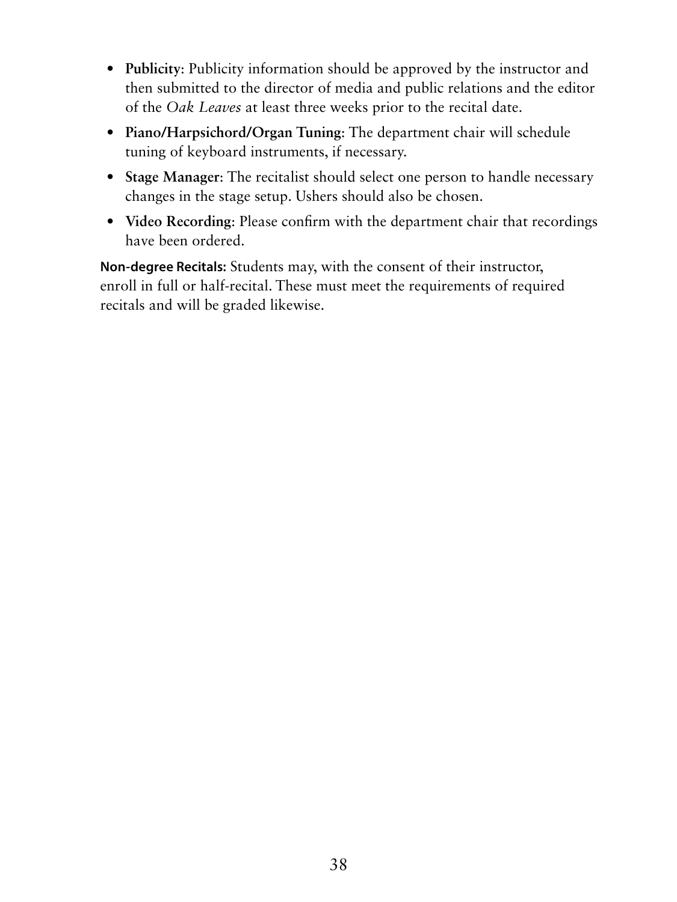- **Publicity**: Publicity information should be approved by the instructor and then submitted to the director of media and public relations and the editor of the *Oak Leaves* at least three weeks prior to the recital date.
- **Piano/Harpsichord/Organ Tuning**: The department chair will schedule tuning of keyboard instruments, if necessary.
- **Stage Manager**: The recitalist should select one person to handle necessary changes in the stage setup. Ushers should also be chosen.
- **Video Recording**: Please confirm with the department chair that recordings have been ordered.

**Non-degree Recitals:** Students may, with the consent of their instructor, enroll in full or half-recital. These must meet the requirements of required recitals and will be graded likewise.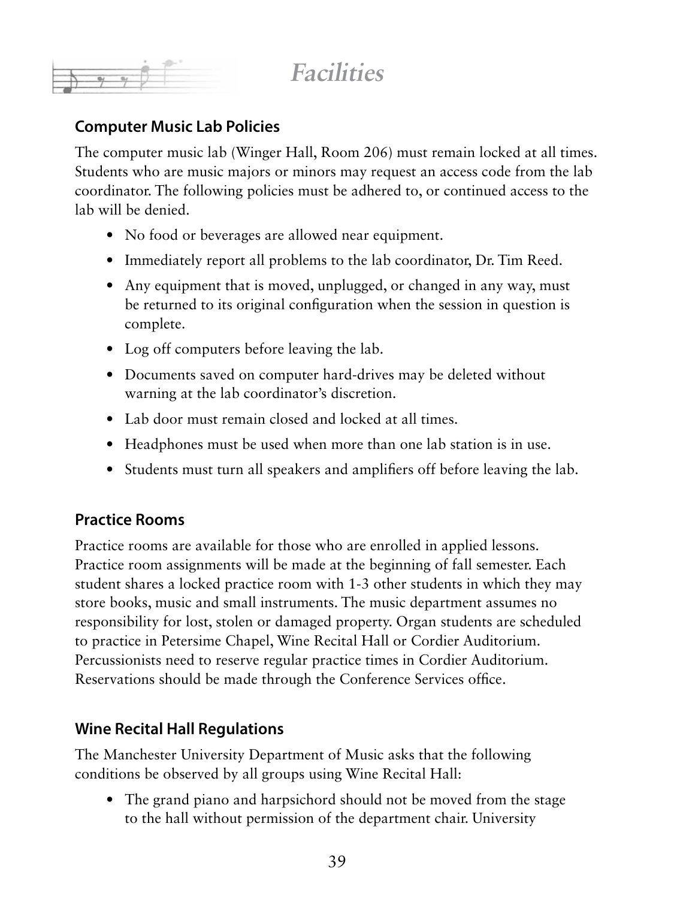# Facilities

## Computer Music Lab Policies

The computer music lab (Winger Hall, Room 206) must remain locked at all times. Students who are music majors or minors may request an access code from the lab coordinator. The following policies must be adhered to, or continued access to the lab will be denied.

- No food or beverages are allowed near equipment.
- Immediately report all problems to the lab coordinator, Dr. Tim Reed.
- Any equipment that is moved, unplugged, or changed in any way, must be returned to its original configuration when the session in question is complete.
- Log off computers before leaving the lab.
- Documents saved on computer hard-drives may be deleted without warning at the lab coordinator's discretion.
- Lab door must remain closed and locked at all times.
- Headphones must be used when more than one lab station is in use.
- Students must turn all speakers and amplifiers off before leaving the lab.

## Practice Rooms

Practice rooms are available for those who are enrolled in applied lessons. Practice room assignments will be made at the beginning of fall semester. Each student shares a locked practice room with 1-3 other students in which they may store books, music and small instruments. The music department assumes no responsibility for lost, stolen or damaged property. Organ students are scheduled to practice in Petersime Chapel, Wine Recital Hall or Cordier Auditorium. Percussionists need to reserve regular practice times in Cordier Auditorium. Reservations should be made through the Conference Services office.

## Wine Recital Hall Regulations

The Manchester University Department of Music asks that the following conditions be observed by all groups using Wine Recital Hall:

- The grand piano and harpsichord should not be moved from the stage to the hall without permission of the department chair. University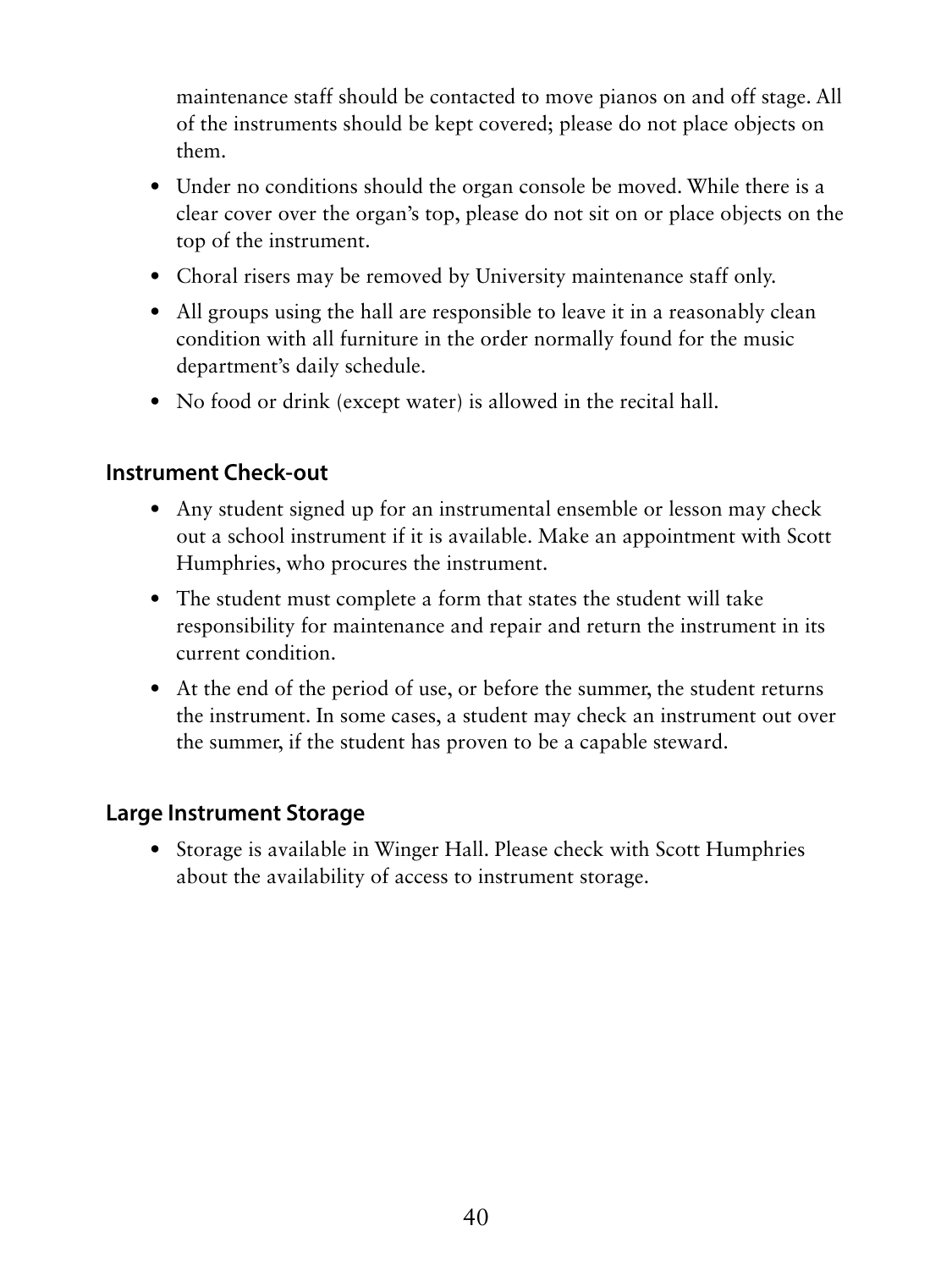maintenance staff should be contacted to move pianos on and off stage. All of the instruments should be kept covered; please do not place objects on them.

- Under no conditions should the organ console be moved. While there is a clear cover over the organ's top, please do not sit on or place objects on the top of the instrument.
- Choral risers may be removed by University maintenance staff only.
- All groups using the hall are responsible to leave it in a reasonably clean condition with all furniture in the order normally found for the music department's daily schedule.
- No food or drink (except water) is allowed in the recital hall.

### Instrument Check-out

- Any student signed up for an instrumental ensemble or lesson may check out a school instrument if it is available. Make an appointment with Scott Humphries, who procures the instrument.
- The student must complete a form that states the student will take responsibility for maintenance and repair and return the instrument in its current condition.
- At the end of the period of use, or before the summer, the student returns the instrument. In some cases, a student may check an instrument out over the summer, if the student has proven to be a capable steward.

### Large Instrument Storage

- Storage is available in Winger Hall. Please check with Scott Humphries about the availability of access to instrument storage.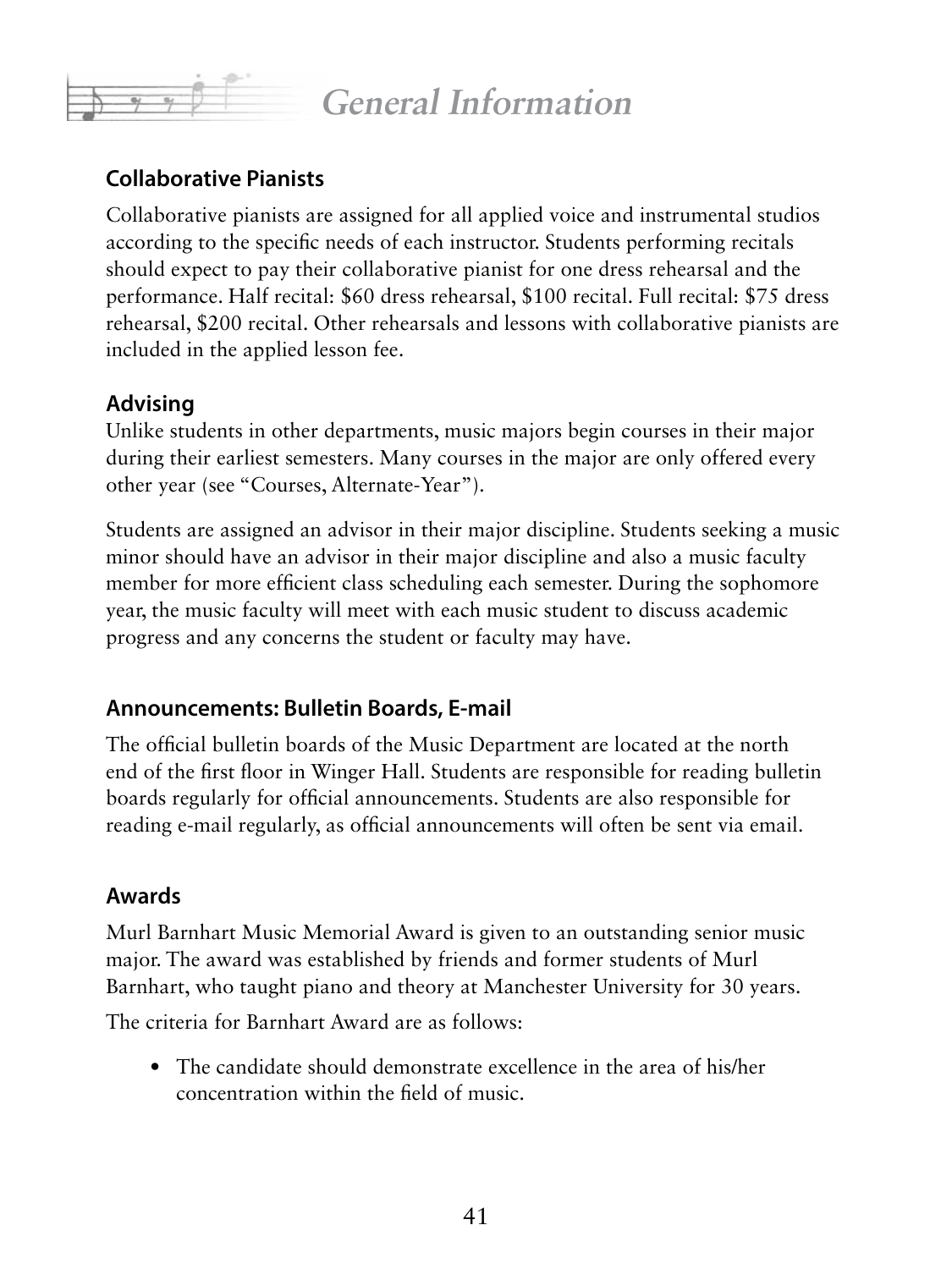# General Information

### Collaborative Pianists

Collaborative pianists are assigned for all applied voice and instrumental studios according to the specific needs of each instructor. Students performing recitals should expect to pay their collaborative pianist for one dress rehearsal and the performance. Half recital: $60 dress rehearsal, $100 recital. Full recital: $75 dress rehearsal, $200 recital. Other rehearsals and lessons with collaborative pianists are included in the applied lesson fee.

### Advising

Unlike students in other departments, music majors begin courses in their major during their earliest semesters. Many courses in the major are only offered every other year (see "Courses, Alternate-Year").

Students are assigned an advisor in their major discipline. Students seeking a music minor should have an advisor in their major discipline and also a music faculty member for more efficient class scheduling each semester. During the sophomore year, the music faculty will meet with each music student to discuss academic progress and any concerns the student or faculty may have.

### Announcements: Bulletin Boards, E-mail

The official bulletin boards of the Music Department are located at the north end of the first floor in Winger Hall. Students are responsible for reading bulletin boards regularly for official announcements. Students are also responsible for reading e-mail regularly, as official announcements will often be sent via email.

### Awards

Murl Barnhart Music Memorial Award is given to an outstanding senior music major. The award was established by friends and former students of Murl Barnhart, who taught piano and theory at Manchester University for 30 years.

The criteria for Barnhart Award are as follows:

- The candidate should demonstrate excellence in the area of his/her concentration within the field of music.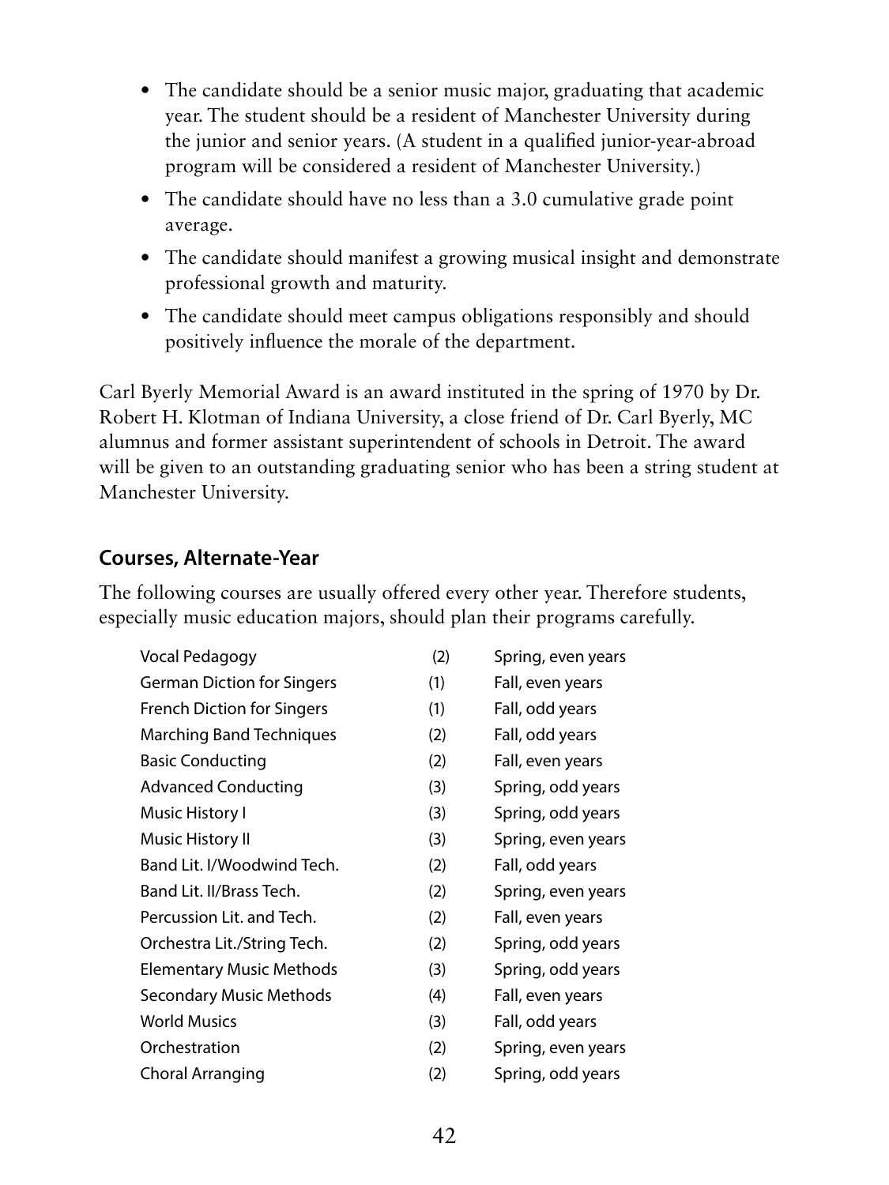- The candidate should be a senior music major, graduating that academic year. The student should be a resident of Manchester University during the junior and senior years. (A student in a qualified junior-year-abroad program will be considered a resident of Manchester University.)
- The candidate should have no less than a 3.0 cumulative grade point average.
- The candidate should manifest a growing musical insight and demonstrate professional growth and maturity.
- The candidate should meet campus obligations responsibly and should positively influence the morale of the department.

Carl Byerly Memorial Award is an award instituted in the spring of 1970 by Dr. Robert H. Klotman of Indiana University, a close friend of Dr. Carl Byerly, MC alumnus and former assistant superintendent of schools in Detroit. The award will be given to an outstanding graduating senior who has been a string student at Manchester University.

## Courses, Alternate-Year

The following courses are usually offered every other year. Therefore students, especially music education majors, should plan their programs carefully.

| Course | Credits | Offered |
|---|---|---|
| Vocal Pedagogy | (2) | Spring, even years |
| German Diction for Singers | (1) | Fall, even years |
| French Diction for Singers | (1) | Fall, odd years |
| Marching Band Techniques | (2) | Fall, odd years |
| Basic Conducting | (2) | Fall, even years |
| Advanced Conducting | (3) | Spring, odd years |
| Music History I | (3) | Spring, odd years |
| Music History II | (3) | Spring, even years |
| Band Lit. I/Woodwind Tech. | (2) | Fall, odd years |
| Band Lit. II/Brass Tech. | (2) | Spring, even years |
| Percussion Lit. and Tech. | (2) | Fall, even years |
| Orchestra Lit./String Tech. | (2) | Spring, odd years |
| Elementary Music Methods | (3) | Spring, odd years |
| Secondary Music Methods | (4) | Fall, even years |
| World Musics | (3) | Fall, odd years |
| Orchestration | (2) | Spring, even years |
| Choral Arranging | (2) | Spring, odd years |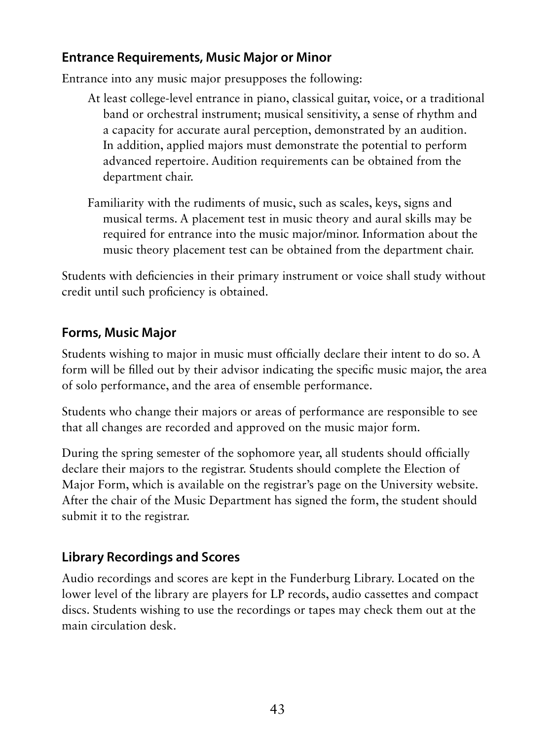## Entrance Requirements, Music Major or Minor

Entrance into any music major presupposes the following:

At least college-level entrance in piano, classical guitar, voice, or a traditional band or orchestral instrument; musical sensitivity, a sense of rhythm and a capacity for accurate aural perception, demonstrated by an audition. In addition, applied majors must demonstrate the potential to perform advanced repertoire. Audition requirements can be obtained from the department chair.

Familiarity with the rudiments of music, such as scales, keys, signs and musical terms. A placement test in music theory and aural skills may be required for entrance into the music major/minor. Information about the music theory placement test can be obtained from the department chair.

Students with deficiencies in their primary instrument or voice shall study without credit until such proficiency is obtained.

## Forms, Music Major

Students wishing to major in music must officially declare their intent to do so. A form will be filled out by their advisor indicating the specific music major, the area of solo performance, and the area of ensemble performance.

Students who change their majors or areas of performance are responsible to see that all changes are recorded and approved on the music major form.

During the spring semester of the sophomore year, all students should officially declare their majors to the registrar. Students should complete the Election of Major Form, which is available on the registrar's page on the University website. After the chair of the Music Department has signed the form, the student should submit it to the registrar.

## Library Recordings and Scores

Audio recordings and scores are kept in the Funderburg Library. Located on the lower level of the library are players for LP records, audio cassettes and compact discs. Students wishing to use the recordings or tapes may check them out at the main circulation desk.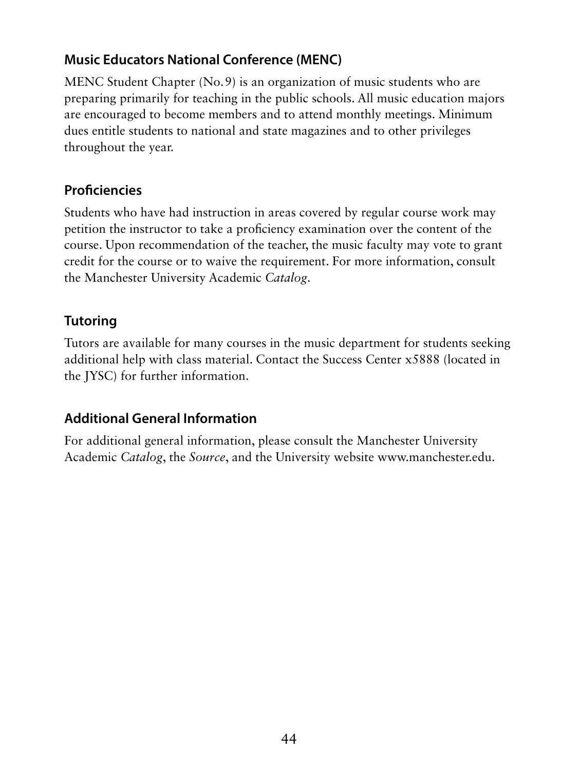## Music Educators National Conference (MENC)

MENC Student Chapter (No. 9) is an organization of music students who are preparing primarily for teaching in the public schools. All music education majors are encouraged to become members and to attend monthly meetings. Minimum dues entitle students to national and state magazines and to other privileges throughout the year.

## Proficiencies

Students who have had instruction in areas covered by regular course work may petition the instructor to take a proficiency examination over the content of the course. Upon recommendation of the teacher, the music faculty may vote to grant credit for the course or to waive the requirement. For more information, consult the Manchester University Academic *Catalog*.

## Tutoring

Tutors are available for many courses in the music department for students seeking additional help with class material. Contact the Success Center x5888 (located in the JYSC) for further information.

## Additional General Information

For additional general information, please consult the Manchester University Academic *Catalog*, the *Source*, and the University website www.manchester.edu.